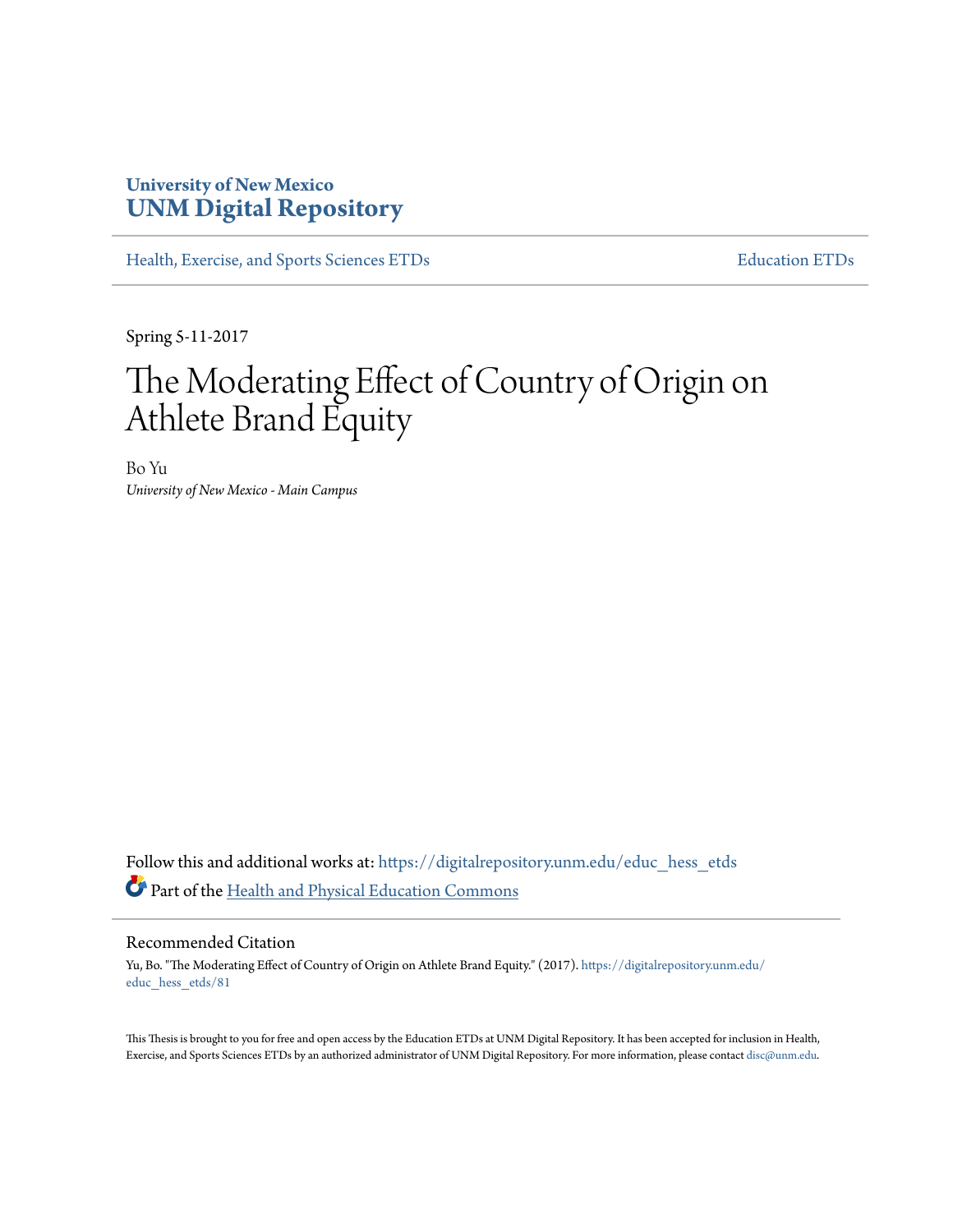University of New Mexico
**UNM Digital Repository**

Health, Exercise, and Sports Sciences ETDs | Education ETDs

Spring 5-11-2017

# The Moderating Effect of Country of Origin on Athlete Brand Equity

Bo Yu
*University of New Mexico - Main Campus*

Follow this and additional works at: https://digitalrepository.unm.edu/educ_hess_etds

Part of the Health and Physical Education Commons

## Recommended Citation

Yu, Bo. "The Moderating Effect of Country of Origin on Athlete Brand Equity." (2017). https://digitalrepository.unm.edu/educ_hess_etds/81

This Thesis is brought to you for free and open access by the Education ETDs at UNM Digital Repository. It has been accepted for inclusion in Health, Exercise, and Sports Sciences ETDs by an authorized administrator of UNM Digital Repository. For more information, please contact disc@unm.edu.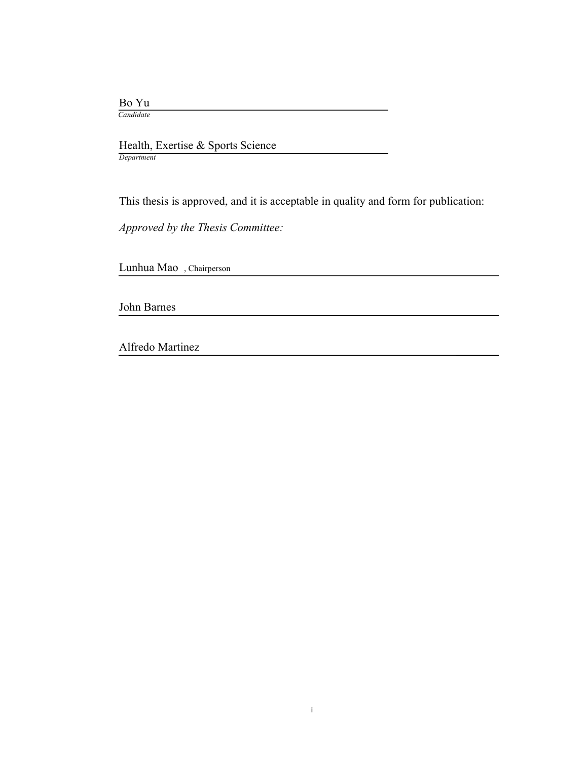Bo Yu

*Candidate*

Health, Exertise & Sports Science

*Department*

This thesis is approved, and it is acceptable in quality and form for publication:

*Approved by the Thesis Committee:*

Lunhua Mao , Chairperson

John Barnes

Alfredo Martinez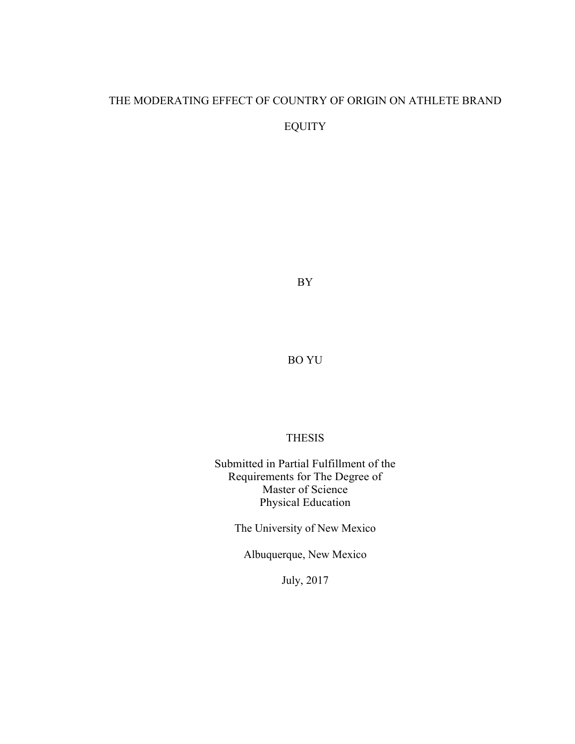# THE MODERATING EFFECT OF COUNTRY OF ORIGIN ON ATHLETE BRAND EQUITY

BY

BO YU

THESIS

Submitted in Partial Fulfillment of the
Requirements for The Degree of
Master of Science
Physical Education

The University of New Mexico

Albuquerque, New Mexico

July, 2017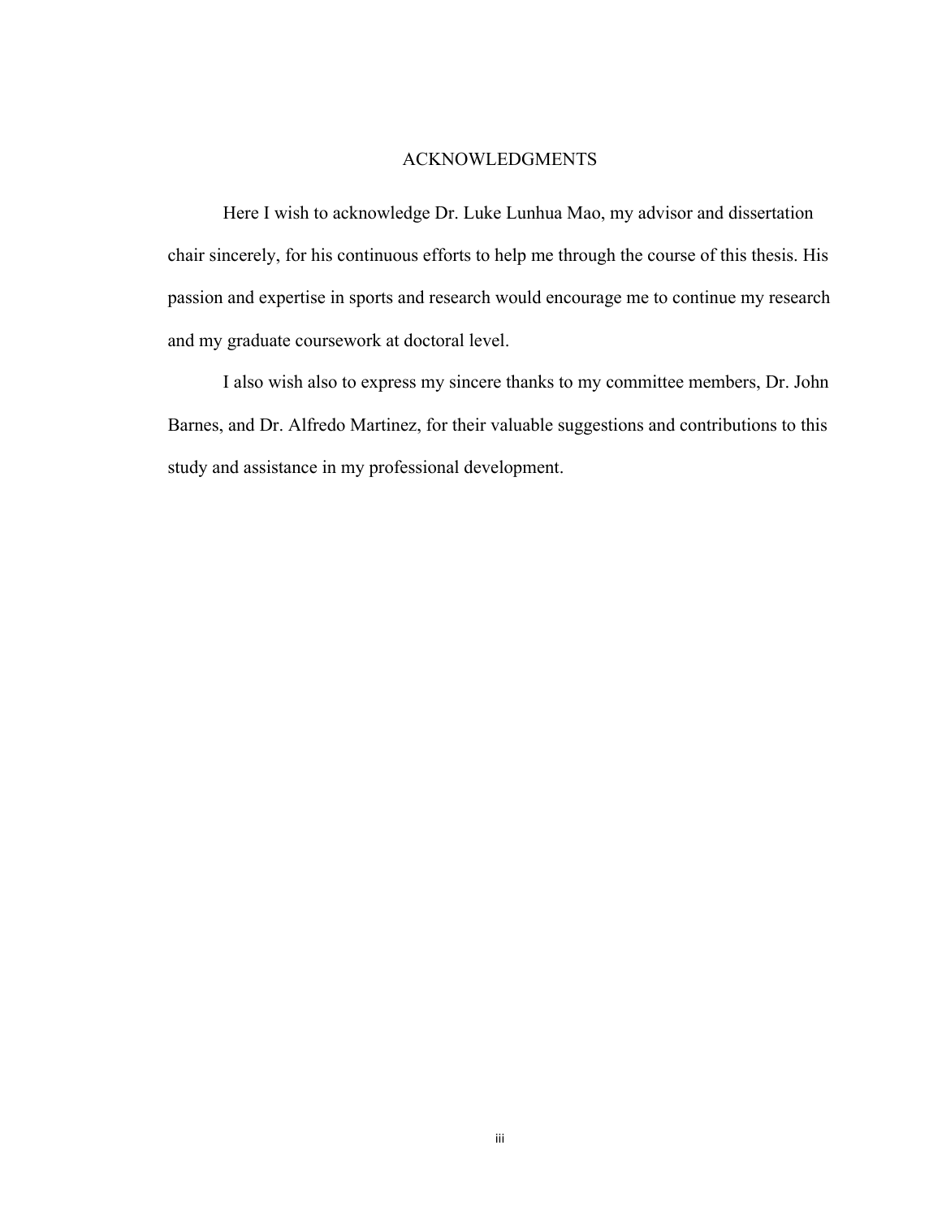# ACKNOWLEDGMENTS

Here I wish to acknowledge Dr. Luke Lunhua Mao, my advisor and dissertation chair sincerely, for his continuous efforts to help me through the course of this thesis. His passion and expertise in sports and research would encourage me to continue my research and my graduate coursework at doctoral level.

I also wish also to express my sincere thanks to my committee members, Dr. John Barnes, and Dr. Alfredo Martinez, for their valuable suggestions and contributions to this study and assistance in my professional development.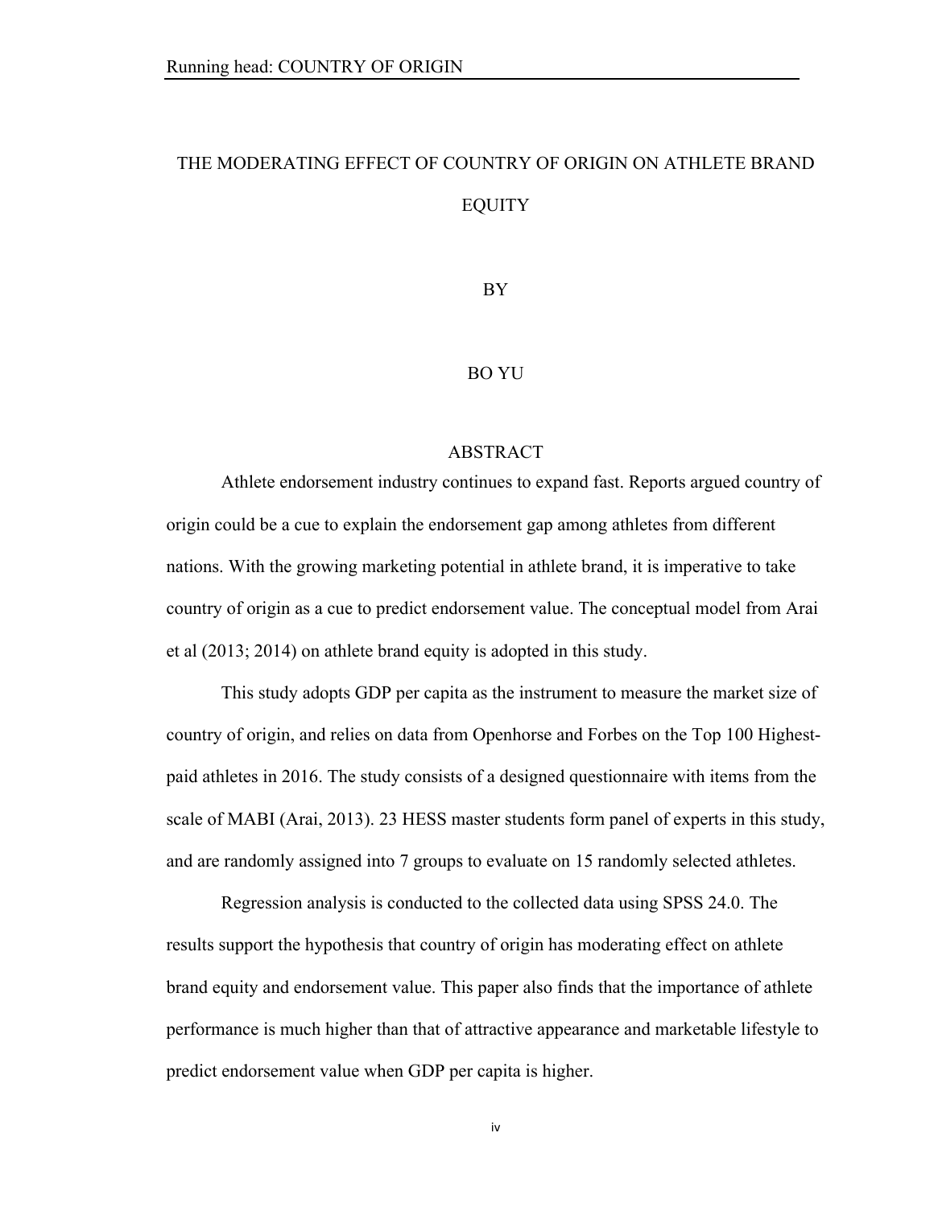# THE MODERATING EFFECT OF COUNTRY OF ORIGIN ON ATHLETE BRAND EQUITY

BY

BO YU

## ABSTRACT

Athlete endorsement industry continues to expand fast. Reports argued country of origin could be a cue to explain the endorsement gap among athletes from different nations. With the growing marketing potential in athlete brand, it is imperative to take country of origin as a cue to predict endorsement value. The conceptual model from Arai et al (2013; 2014) on athlete brand equity is adopted in this study.

This study adopts GDP per capita as the instrument to measure the market size of country of origin, and relies on data from Openhorse and Forbes on the Top 100 Highest-paid athletes in 2016. The study consists of a designed questionnaire with items from the scale of MABI (Arai, 2013). 23 HESS master students form panel of experts in this study, and are randomly assigned into 7 groups to evaluate on 15 randomly selected athletes.

Regression analysis is conducted to the collected data using SPSS 24.0. The results support the hypothesis that country of origin has moderating effect on athlete brand equity and endorsement value. This paper also finds that the importance of athlete performance is much higher than that of attractive appearance and marketable lifestyle to predict endorsement value when GDP per capita is higher.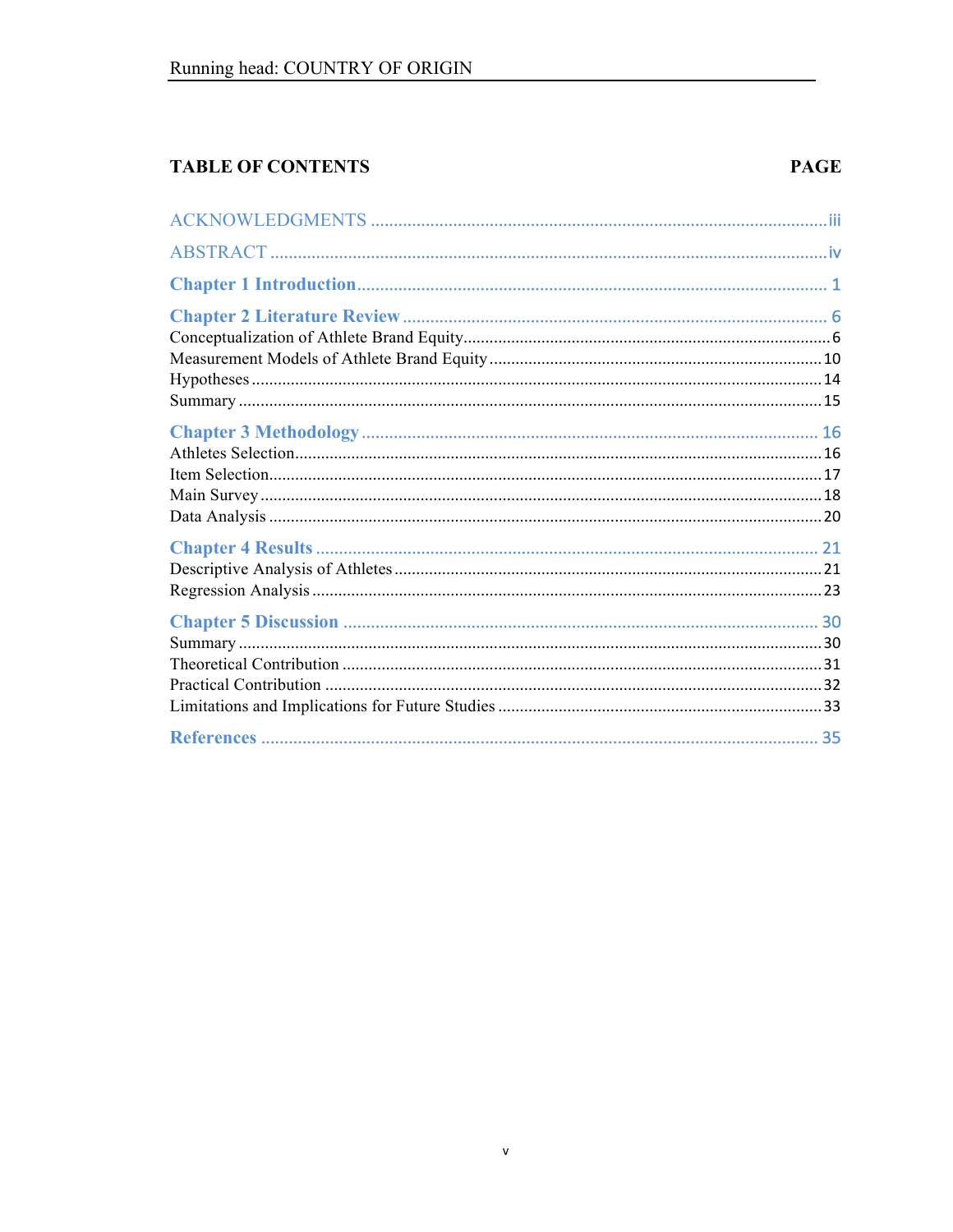**TABLE OF CONTENTS** **PAGE**

ACKNOWLEDGMENTS .................................................................................................iii

ABSTRACT ...........................................................................................................iv

**Chapter 1 Introduction**.......................................................................................... 1

**Chapter 2 Literature Review** .................................................................................. 6

Conceptualization of Athlete Brand Equity.................................................................6

Measurement Models of Athlete Brand Equity ...........................................................10

Hypotheses ...............................................................................................................14

Summary ..................................................................................................................15

**Chapter 3 Methodology** ......................................................................................... 16

Athletes Selection.......................................................................................................16

Item Selection.............................................................................................................17

Main Survey ...............................................................................................................18

Data Analysis .............................................................................................................20

**Chapter 4 Results** ................................................................................................. 21

Descriptive Analysis of Athletes .................................................................................21

Regression Analysis ...................................................................................................23

**Chapter 5 Discussion** ........................................................................................... 30

Summary ...................................................................................................................30

Theoretical Contribution ............................................................................................31

Practical Contribution ................................................................................................32

Limitations and Implications for Future Studies .........................................................33

**References** .......................................................................................................... 35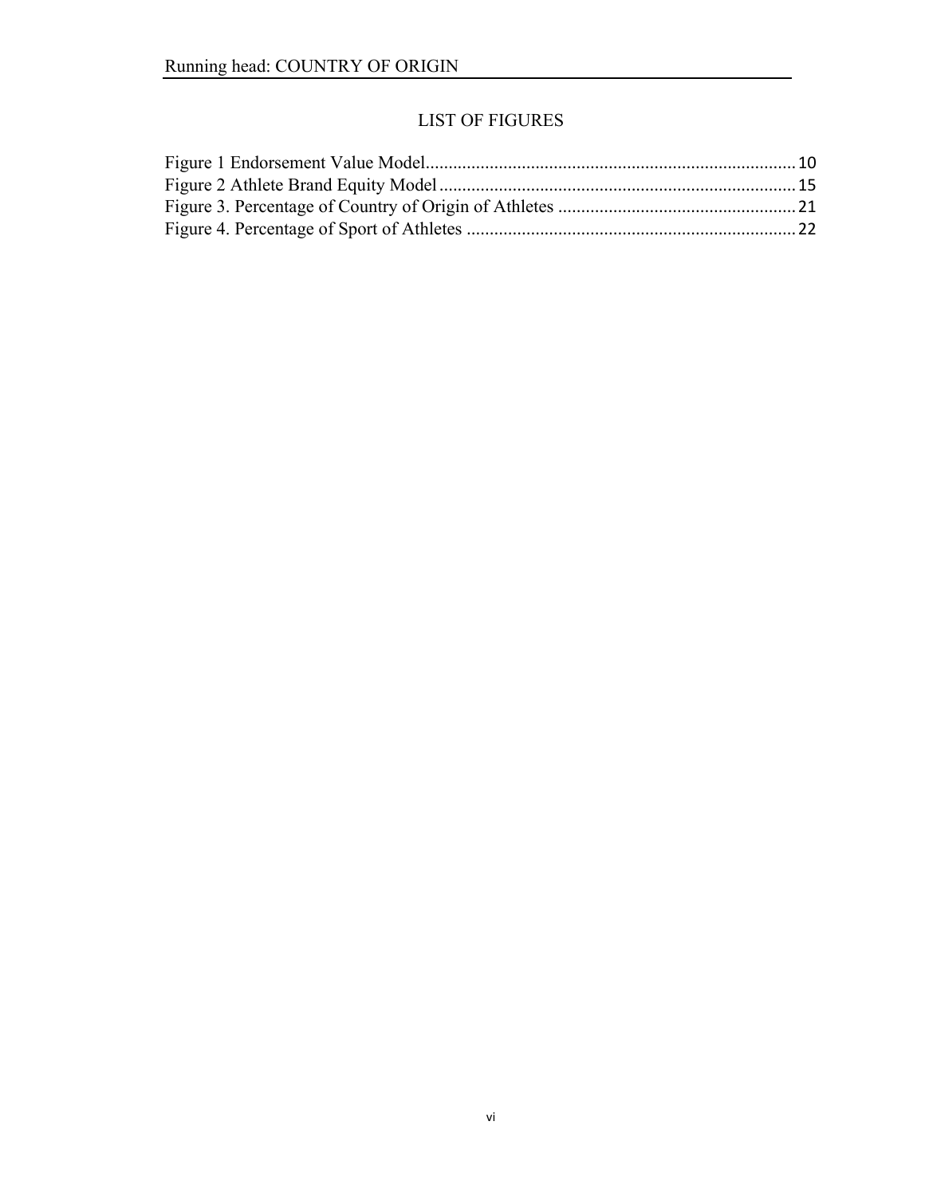# LIST OF FIGURES

Figure 1 Endorsement Value Model................................................................................10
Figure 2 Athlete Brand Equity Model.............................................................................15
Figure 3. Percentage of Country of Origin of Athletes ...................................................21
Figure 4. Percentage of Sport of Athletes .......................................................................22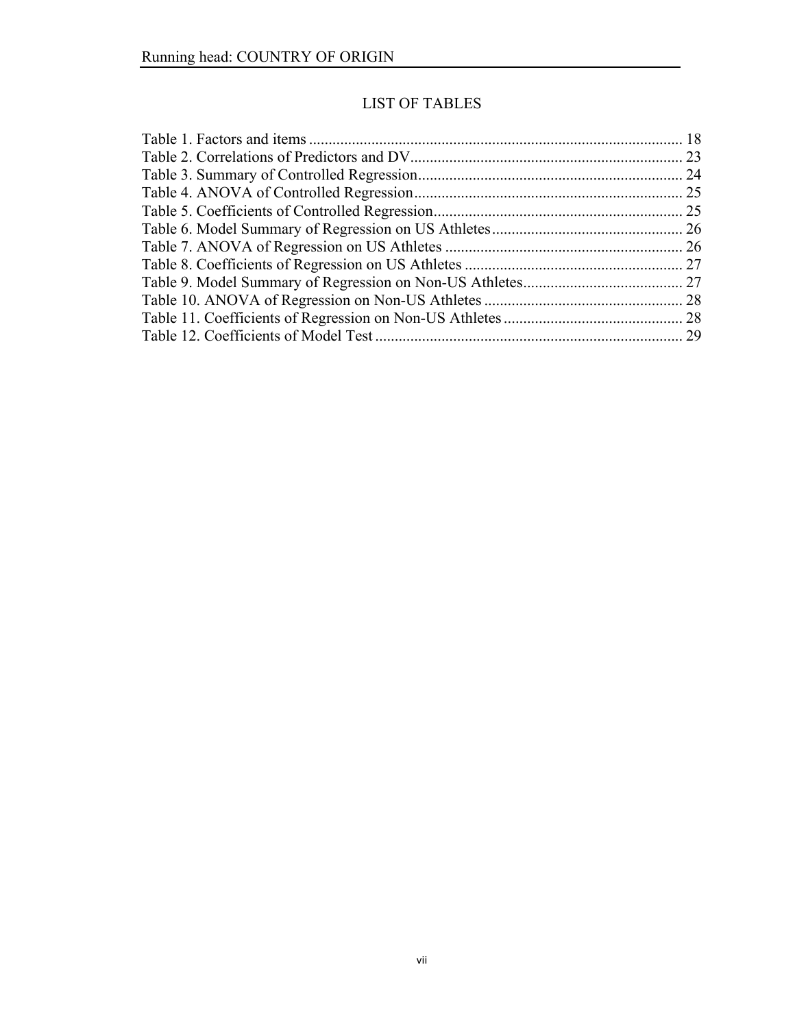# LIST OF TABLES

Table 1. Factors and items ............................................................................................... 18
Table 2. Correlations of Predictors and DV...................................................................... 23
Table 3. Summary of Controlled Regression.................................................................... 24
Table 4. ANOVA of Controlled Regression..................................................................... 25
Table 5. Coefficients of Controlled Regression................................................................ 25
Table 6. Model Summary of Regression on US Athletes................................................. 26
Table 7. ANOVA of Regression on US Athletes ............................................................. 26
Table 8. Coefficients of Regression on US Athletes ........................................................ 27
Table 9. Model Summary of Regression on Non-US Athletes......................................... 27
Table 10. ANOVA of Regression on Non-US Athletes ................................................... 28
Table 11. Coefficients of Regression on Non-US Athletes .............................................. 28
Table 12. Coefficients of Model Test ............................................................................... 29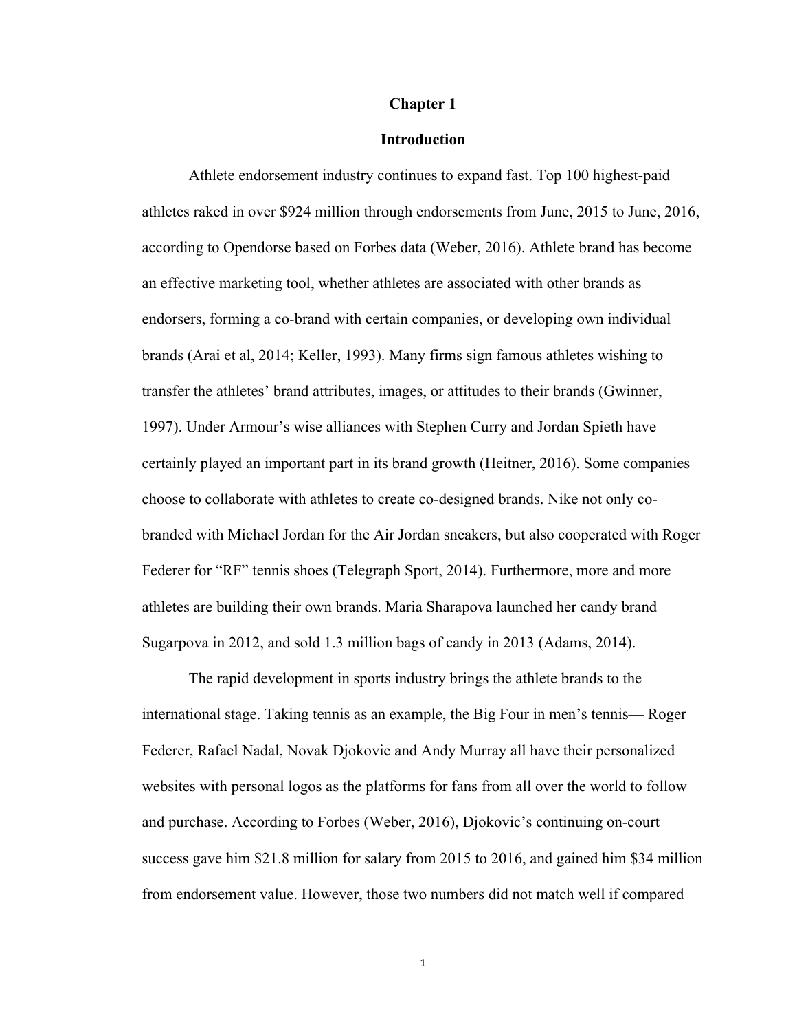# Chapter 1

## Introduction

Athlete endorsement industry continues to expand fast. Top 100 highest-paid athletes raked in over $924 million through endorsements from June, 2015 to June, 2016, according to Opendorse based on Forbes data (Weber, 2016). Athlete brand has become an effective marketing tool, whether athletes are associated with other brands as endorsers, forming a co-brand with certain companies, or developing own individual brands (Arai et al, 2014; Keller, 1993). Many firms sign famous athletes wishing to transfer the athletes' brand attributes, images, or attitudes to their brands (Gwinner, 1997). Under Armour's wise alliances with Stephen Curry and Jordan Spieth have certainly played an important part in its brand growth (Heitner, 2016). Some companies choose to collaborate with athletes to create co-designed brands. Nike not only co-branded with Michael Jordan for the Air Jordan sneakers, but also cooperated with Roger Federer for "RF" tennis shoes (Telegraph Sport, 2014). Furthermore, more and more athletes are building their own brands. Maria Sharapova launched her candy brand Sugarpova in 2012, and sold 1.3 million bags of candy in 2013 (Adams, 2014).

The rapid development in sports industry brings the athlete brands to the international stage. Taking tennis as an example, the Big Four in men's tennis— Roger Federer, Rafael Nadal, Novak Djokovic and Andy Murray all have their personalized websites with personal logos as the platforms for fans from all over the world to follow and purchase. According to Forbes (Weber, 2016), Djokovic's continuing on-court success gave him $21.8 million for salary from 2015 to 2016, and gained him $34 million from endorsement value. However, those two numbers did not match well if compared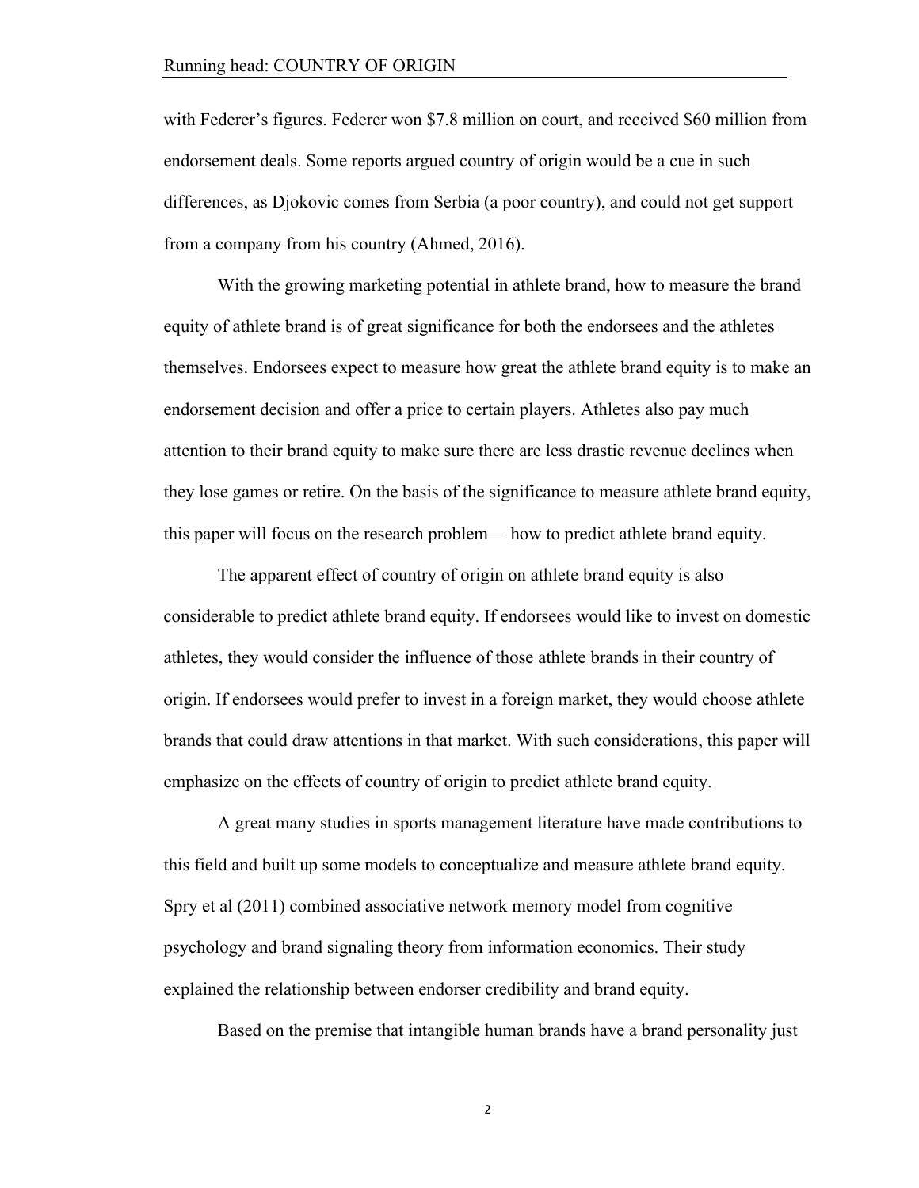with Federer's figures. Federer won $7.8 million on court, and received $60 million from endorsement deals. Some reports argued country of origin would be a cue in such differences, as Djokovic comes from Serbia (a poor country), and could not get support from a company from his country (Ahmed, 2016).

With the growing marketing potential in athlete brand, how to measure the brand equity of athlete brand is of great significance for both the endorsees and the athletes themselves. Endorsees expect to measure how great the athlete brand equity is to make an endorsement decision and offer a price to certain players. Athletes also pay much attention to their brand equity to make sure there are less drastic revenue declines when they lose games or retire. On the basis of the significance to measure athlete brand equity, this paper will focus on the research problem— how to predict athlete brand equity.

The apparent effect of country of origin on athlete brand equity is also considerable to predict athlete brand equity. If endorsees would like to invest on domestic athletes, they would consider the influence of those athlete brands in their country of origin. If endorsees would prefer to invest in a foreign market, they would choose athlete brands that could draw attentions in that market. With such considerations, this paper will emphasize on the effects of country of origin to predict athlete brand equity.

A great many studies in sports management literature have made contributions to this field and built up some models to conceptualize and measure athlete brand equity. Spry et al (2011) combined associative network memory model from cognitive psychology and brand signaling theory from information economics. Their study explained the relationship between endorser credibility and brand equity.

Based on the premise that intangible human brands have a brand personality just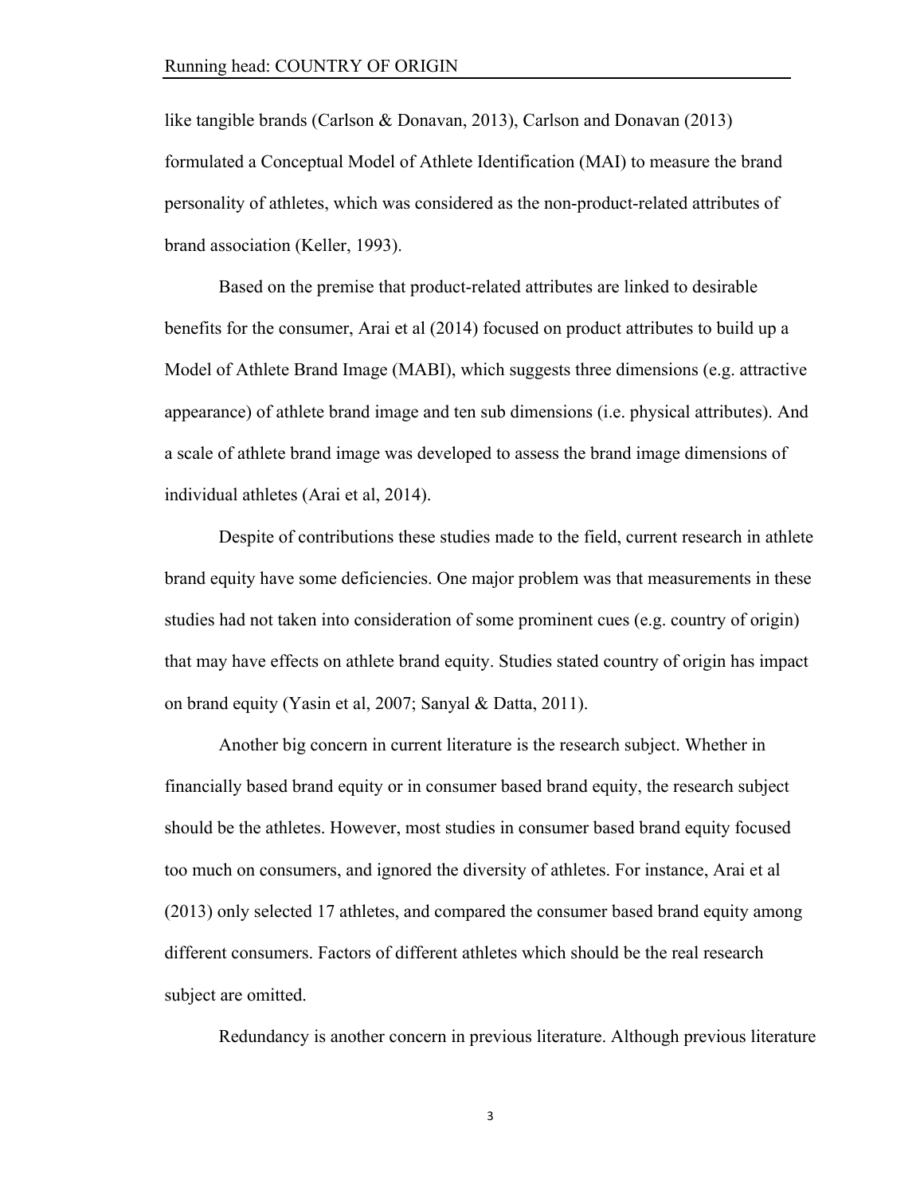like tangible brands (Carlson & Donavan, 2013), Carlson and Donavan (2013) formulated a Conceptual Model of Athlete Identification (MAI) to measure the brand personality of athletes, which was considered as the non-product-related attributes of brand association (Keller, 1993).

Based on the premise that product-related attributes are linked to desirable benefits for the consumer, Arai et al (2014) focused on product attributes to build up a Model of Athlete Brand Image (MABI), which suggests three dimensions (e.g. attractive appearance) of athlete brand image and ten sub dimensions (i.e. physical attributes). And a scale of athlete brand image was developed to assess the brand image dimensions of individual athletes (Arai et al, 2014).

Despite of contributions these studies made to the field, current research in athlete brand equity have some deficiencies. One major problem was that measurements in these studies had not taken into consideration of some prominent cues (e.g. country of origin) that may have effects on athlete brand equity. Studies stated country of origin has impact on brand equity (Yasin et al, 2007; Sanyal & Datta, 2011).

Another big concern in current literature is the research subject. Whether in financially based brand equity or in consumer based brand equity, the research subject should be the athletes. However, most studies in consumer based brand equity focused too much on consumers, and ignored the diversity of athletes. For instance, Arai et al (2013) only selected 17 athletes, and compared the consumer based brand equity among different consumers. Factors of different athletes which should be the real research subject are omitted.

Redundancy is another concern in previous literature. Although previous literature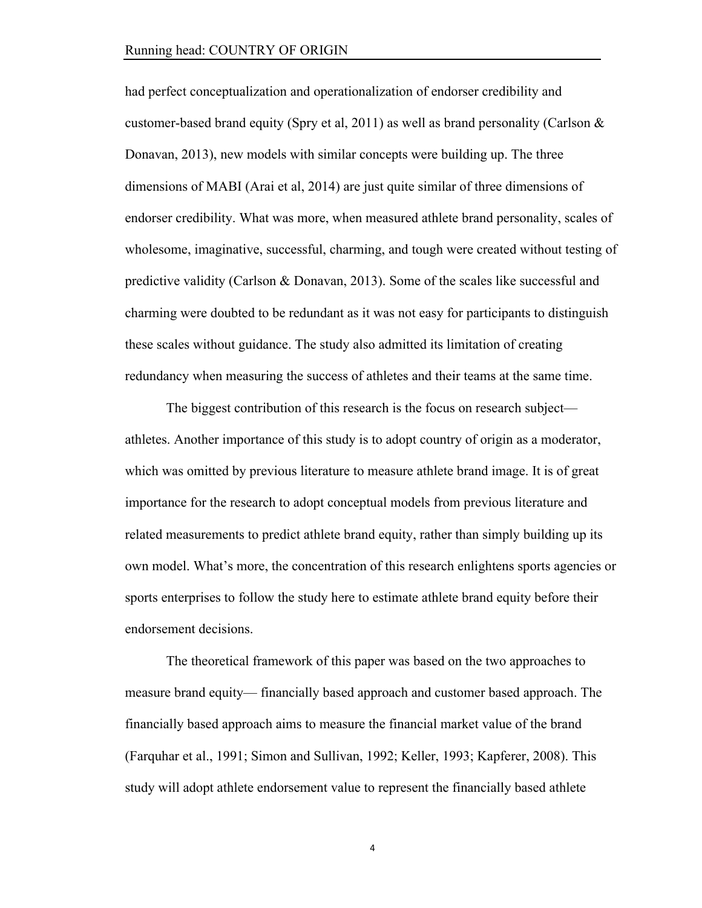had perfect conceptualization and operationalization of endorser credibility and customer-based brand equity (Spry et al, 2011) as well as brand personality (Carlson & Donavan, 2013), new models with similar concepts were building up. The three dimensions of MABI (Arai et al, 2014) are just quite similar of three dimensions of endorser credibility. What was more, when measured athlete brand personality, scales of wholesome, imaginative, successful, charming, and tough were created without testing of predictive validity (Carlson & Donavan, 2013). Some of the scales like successful and charming were doubted to be redundant as it was not easy for participants to distinguish these scales without guidance. The study also admitted its limitation of creating redundancy when measuring the success of athletes and their teams at the same time.

The biggest contribution of this research is the focus on research subject—athletes. Another importance of this study is to adopt country of origin as a moderator, which was omitted by previous literature to measure athlete brand image. It is of great importance for the research to adopt conceptual models from previous literature and related measurements to predict athlete brand equity, rather than simply building up its own model. What's more, the concentration of this research enlightens sports agencies or sports enterprises to follow the study here to estimate athlete brand equity before their endorsement decisions.

The theoretical framework of this paper was based on the two approaches to measure brand equity— financially based approach and customer based approach. The financially based approach aims to measure the financial market value of the brand (Farquhar et al., 1991; Simon and Sullivan, 1992; Keller, 1993; Kapferer, 2008). This study will adopt athlete endorsement value to represent the financially based athlete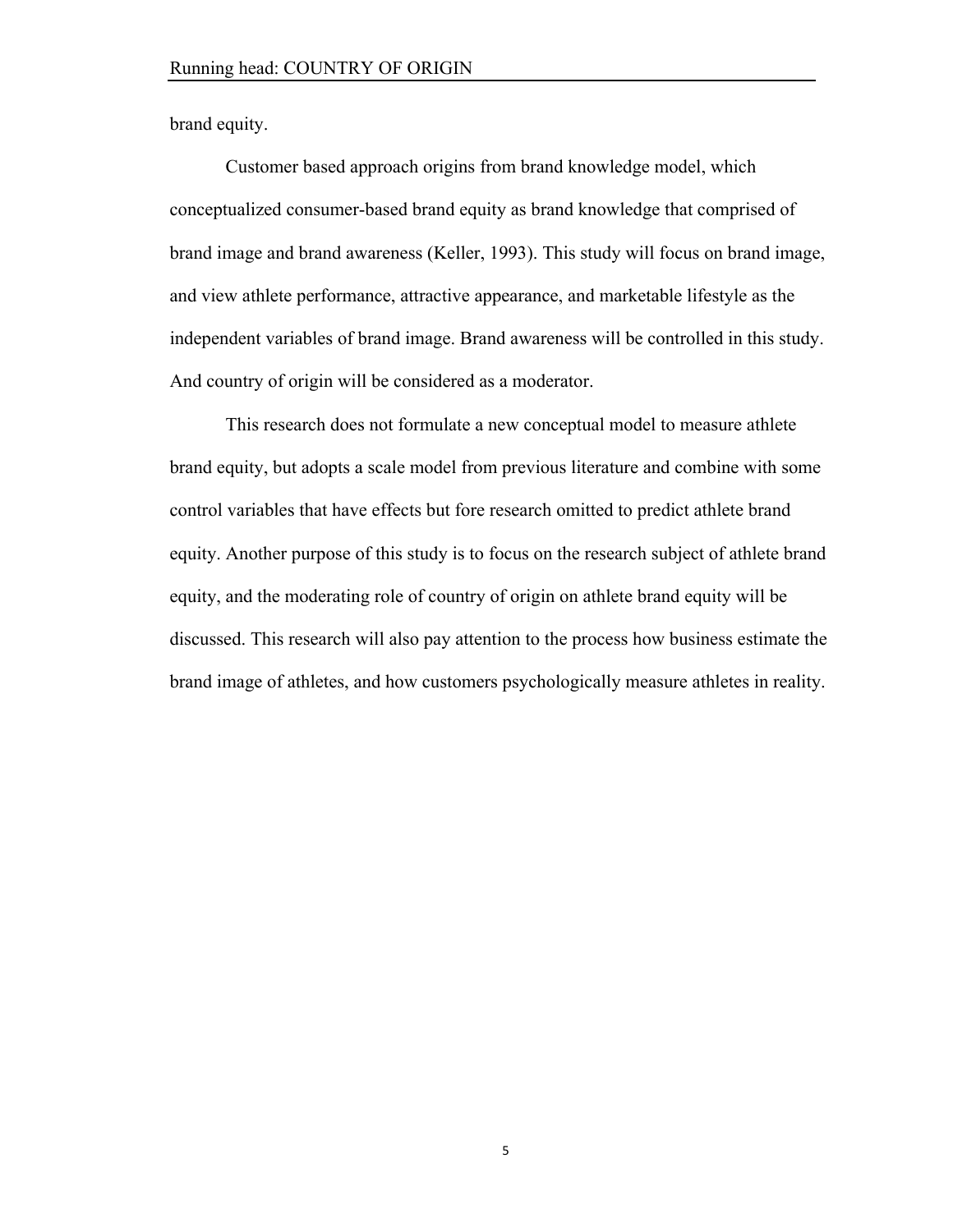brand equity.

Customer based approach origins from brand knowledge model, which conceptualized consumer-based brand equity as brand knowledge that comprised of brand image and brand awareness (Keller, 1993). This study will focus on brand image, and view athlete performance, attractive appearance, and marketable lifestyle as the independent variables of brand image. Brand awareness will be controlled in this study. And country of origin will be considered as a moderator.

This research does not formulate a new conceptual model to measure athlete brand equity, but adopts a scale model from previous literature and combine with some control variables that have effects but fore research omitted to predict athlete brand equity. Another purpose of this study is to focus on the research subject of athlete brand equity, and the moderating role of country of origin on athlete brand equity will be discussed. This research will also pay attention to the process how business estimate the brand image of athletes, and how customers psychologically measure athletes in reality.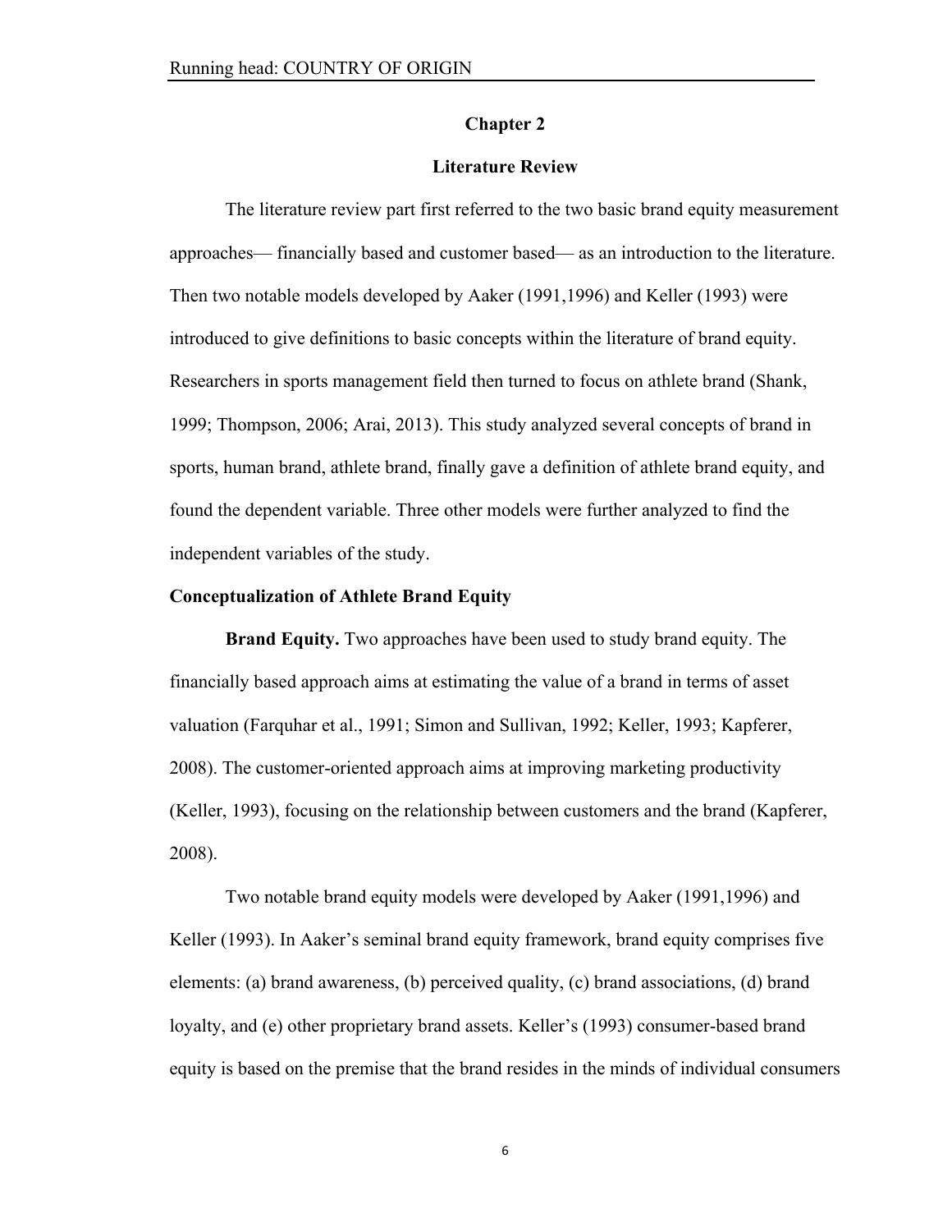# Chapter 2

# Literature Review

The literature review part first referred to the two basic brand equity measurement approaches— financially based and customer based— as an introduction to the literature. Then two notable models developed by Aaker (1991,1996) and Keller (1993) were introduced to give definitions to basic concepts within the literature of brand equity. Researchers in sports management field then turned to focus on athlete brand (Shank, 1999; Thompson, 2006; Arai, 2013). This study analyzed several concepts of brand in sports, human brand, athlete brand, finally gave a definition of athlete brand equity, and found the dependent variable. Three other models were further analyzed to find the independent variables of the study.

## Conceptualization of Athlete Brand Equity

**Brand Equity.** Two approaches have been used to study brand equity. The financially based approach aims at estimating the value of a brand in terms of asset valuation (Farquhar et al., 1991; Simon and Sullivan, 1992; Keller, 1993; Kapferer, 2008). The customer-oriented approach aims at improving marketing productivity (Keller, 1993), focusing on the relationship between customers and the brand (Kapferer, 2008).

Two notable brand equity models were developed by Aaker (1991,1996) and Keller (1993). In Aaker's seminal brand equity framework, brand equity comprises five elements: (a) brand awareness, (b) perceived quality, (c) brand associations, (d) brand loyalty, and (e) other proprietary brand assets. Keller's (1993) consumer-based brand equity is based on the premise that the brand resides in the minds of individual consumers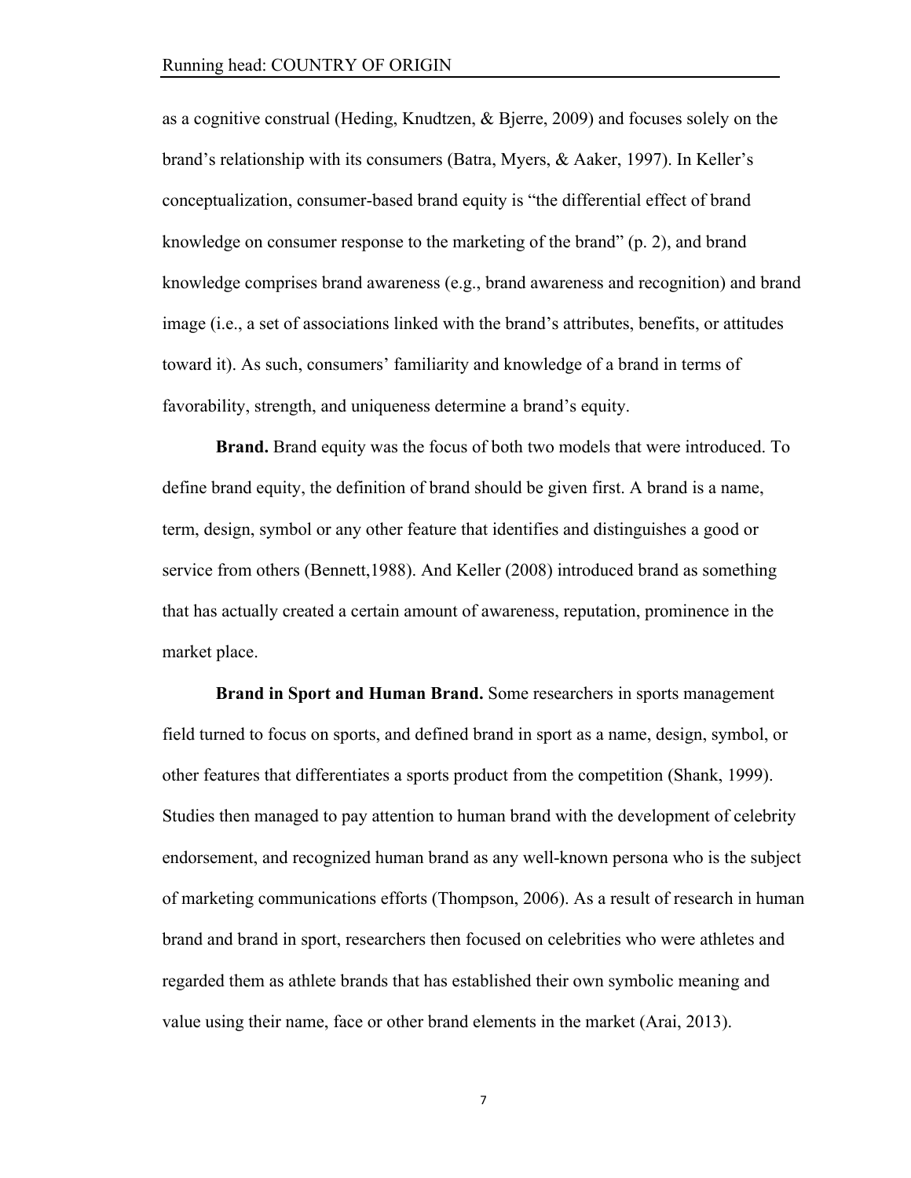as a cognitive construal (Heding, Knudtzen, & Bjerre, 2009) and focuses solely on the brand's relationship with its consumers (Batra, Myers, & Aaker, 1997). In Keller's conceptualization, consumer-based brand equity is "the differential effect of brand knowledge on consumer response to the marketing of the brand" (p. 2), and brand knowledge comprises brand awareness (e.g., brand awareness and recognition) and brand image (i.e., a set of associations linked with the brand's attributes, benefits, or attitudes toward it). As such, consumers' familiarity and knowledge of a brand in terms of favorability, strength, and uniqueness determine a brand's equity.

**Brand.** Brand equity was the focus of both two models that were introduced. To define brand equity, the definition of brand should be given first. A brand is a name, term, design, symbol or any other feature that identifies and distinguishes a good or service from others (Bennett,1988). And Keller (2008) introduced brand as something that has actually created a certain amount of awareness, reputation, prominence in the market place.

**Brand in Sport and Human Brand.** Some researchers in sports management field turned to focus on sports, and defined brand in sport as a name, design, symbol, or other features that differentiates a sports product from the competition (Shank, 1999). Studies then managed to pay attention to human brand with the development of celebrity endorsement, and recognized human brand as any well-known persona who is the subject of marketing communications efforts (Thompson, 2006). As a result of research in human brand and brand in sport, researchers then focused on celebrities who were athletes and regarded them as athlete brands that has established their own symbolic meaning and value using their name, face or other brand elements in the market (Arai, 2013).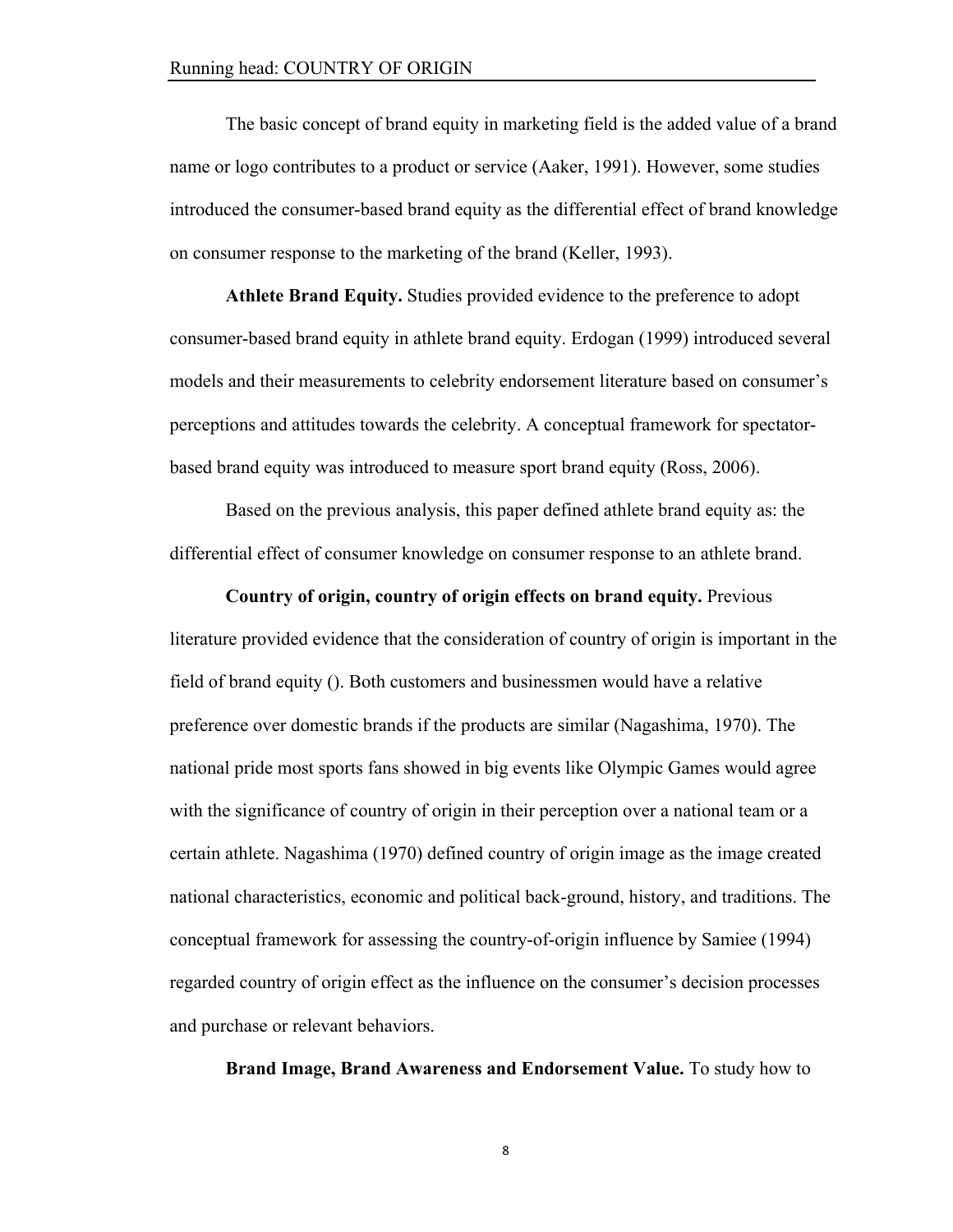The basic concept of brand equity in marketing field is the added value of a brand name or logo contributes to a product or service (Aaker, 1991). However, some studies introduced the consumer-based brand equity as the differential effect of brand knowledge on consumer response to the marketing of the brand (Keller, 1993).

**Athlete Brand Equity.** Studies provided evidence to the preference to adopt consumer-based brand equity in athlete brand equity. Erdogan (1999) introduced several models and their measurements to celebrity endorsement literature based on consumer's perceptions and attitudes towards the celebrity. A conceptual framework for spectator-based brand equity was introduced to measure sport brand equity (Ross, 2006).

Based on the previous analysis, this paper defined athlete brand equity as: the differential effect of consumer knowledge on consumer response to an athlete brand.

**Country of origin, country of origin effects on brand equity.** Previous literature provided evidence that the consideration of country of origin is important in the field of brand equity (). Both customers and businessmen would have a relative preference over domestic brands if the products are similar (Nagashima, 1970). The national pride most sports fans showed in big events like Olympic Games would agree with the significance of country of origin in their perception over a national team or a certain athlete. Nagashima (1970) defined country of origin image as the image created national characteristics, economic and political back-ground, history, and traditions. The conceptual framework for assessing the country-of-origin influence by Samiee (1994) regarded country of origin effect as the influence on the consumer's decision processes and purchase or relevant behaviors.

**Brand Image, Brand Awareness and Endorsement Value.** To study how to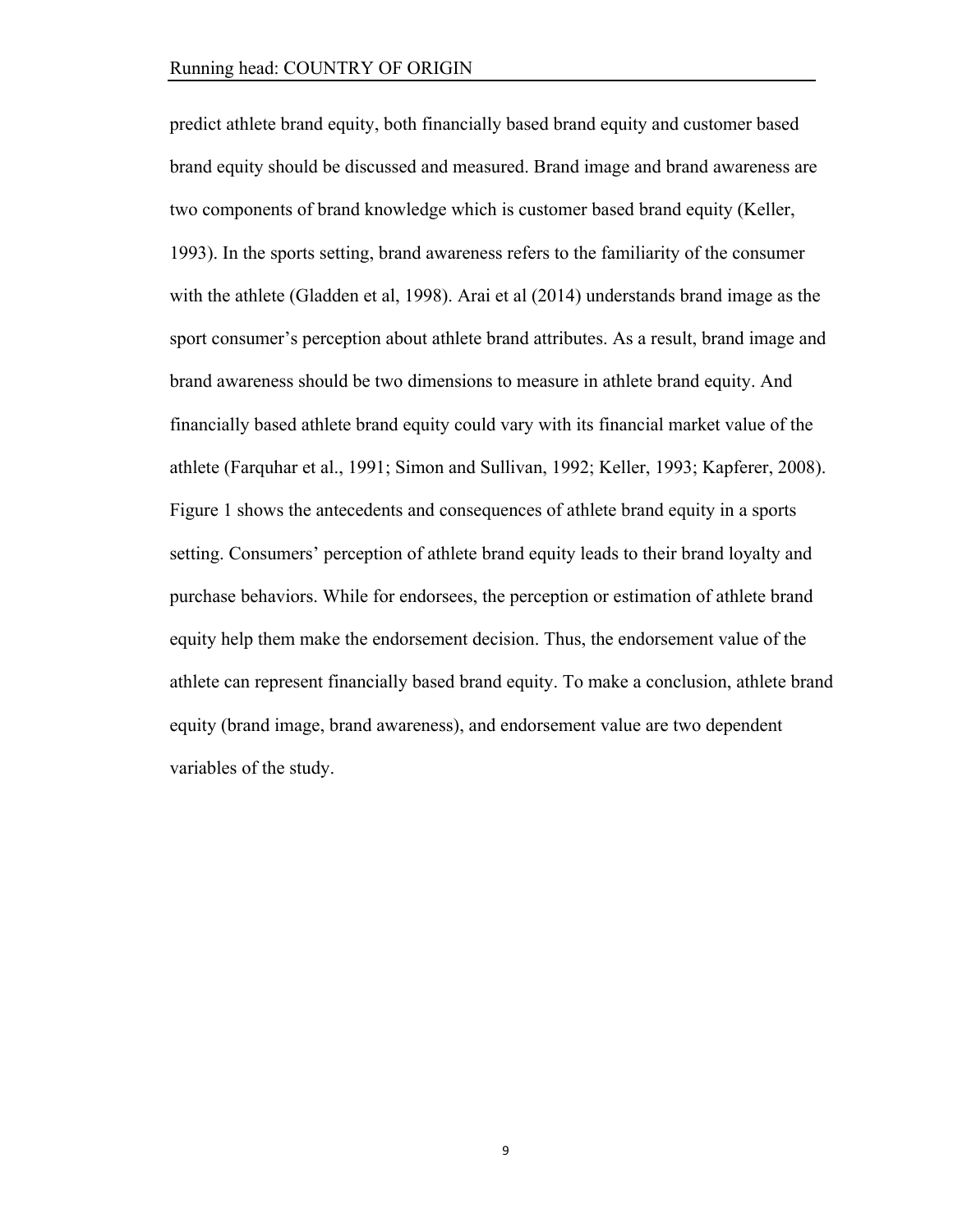predict athlete brand equity, both financially based brand equity and customer based brand equity should be discussed and measured. Brand image and brand awareness are two components of brand knowledge which is customer based brand equity (Keller, 1993). In the sports setting, brand awareness refers to the familiarity of the consumer with the athlete (Gladden et al, 1998). Arai et al (2014) understands brand image as the sport consumer's perception about athlete brand attributes. As a result, brand image and brand awareness should be two dimensions to measure in athlete brand equity. And financially based athlete brand equity could vary with its financial market value of the athlete (Farquhar et al., 1991; Simon and Sullivan, 1992; Keller, 1993; Kapferer, 2008). Figure 1 shows the antecedents and consequences of athlete brand equity in a sports setting. Consumers' perception of athlete brand equity leads to their brand loyalty and purchase behaviors. While for endorsees, the perception or estimation of athlete brand equity help them make the endorsement decision. Thus, the endorsement value of the athlete can represent financially based brand equity. To make a conclusion, athlete brand equity (brand image, brand awareness), and endorsement value are two dependent variables of the study.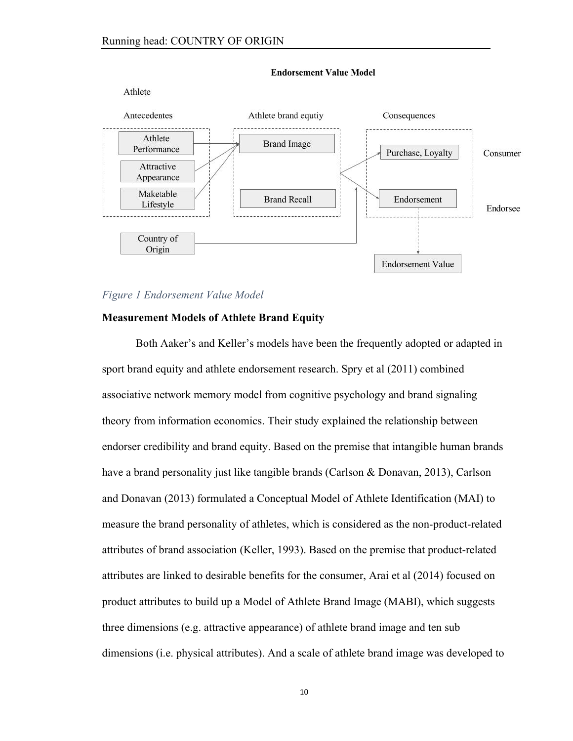**Endorsement Value Model**

Athlete

| Antecedentes | Athlete brand equtiy | Consequences | |
|---|---|---|---|
| Athlete Performance | Brand Image | Purchase, Loyalty | Consumer |
| Attractive Appearance | | | |
| Maketable Lifestyle | Brand Recall | Endorsement | Endorsee |
| Country of Origin | | Endorsement Value | |

*Figure 1 Endorsement Value Model*

**Measurement Models of Athlete Brand Equity**

Both Aaker's and Keller's models have been the frequently adopted or adapted in sport brand equity and athlete endorsement research. Spry et al (2011) combined associative network memory model from cognitive psychology and brand signaling theory from information economics. Their study explained the relationship between endorser credibility and brand equity. Based on the premise that intangible human brands have a brand personality just like tangible brands (Carlson & Donavan, 2013), Carlson and Donavan (2013) formulated a Conceptual Model of Athlete Identification (MAI) to measure the brand personality of athletes, which is considered as the non-product-related attributes of brand association (Keller, 1993). Based on the premise that product-related attributes are linked to desirable benefits for the consumer, Arai et al (2014) focused on product attributes to build up a Model of Athlete Brand Image (MABI), which suggests three dimensions (e.g. attractive appearance) of athlete brand image and ten sub dimensions (i.e. physical attributes). And a scale of athlete brand image was developed to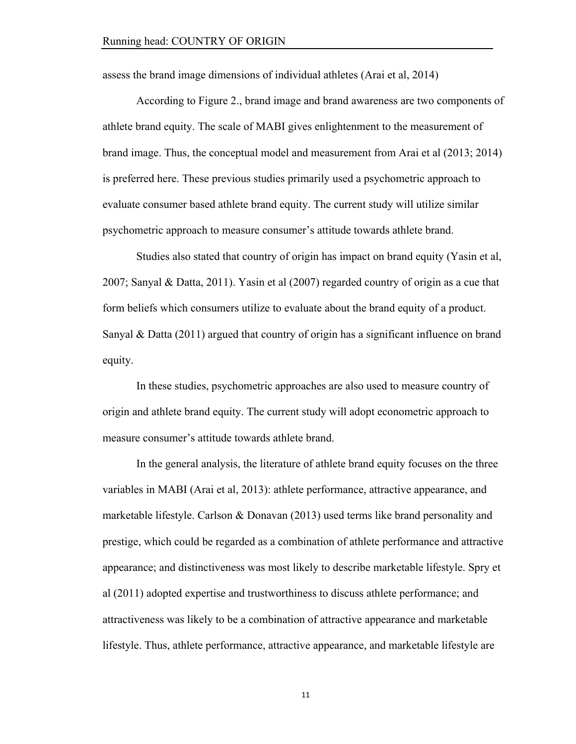assess the brand image dimensions of individual athletes (Arai et al, 2014)

According to Figure 2., brand image and brand awareness are two components of athlete brand equity. The scale of MABI gives enlightenment to the measurement of brand image. Thus, the conceptual model and measurement from Arai et al (2013; 2014) is preferred here. These previous studies primarily used a psychometric approach to evaluate consumer based athlete brand equity. The current study will utilize similar psychometric approach to measure consumer's attitude towards athlete brand.

Studies also stated that country of origin has impact on brand equity (Yasin et al, 2007; Sanyal & Datta, 2011). Yasin et al (2007) regarded country of origin as a cue that form beliefs which consumers utilize to evaluate about the brand equity of a product. Sanyal & Datta (2011) argued that country of origin has a significant influence on brand equity.

In these studies, psychometric approaches are also used to measure country of origin and athlete brand equity. The current study will adopt econometric approach to measure consumer's attitude towards athlete brand.

In the general analysis, the literature of athlete brand equity focuses on the three variables in MABI (Arai et al, 2013): athlete performance, attractive appearance, and marketable lifestyle. Carlson & Donavan (2013) used terms like brand personality and prestige, which could be regarded as a combination of athlete performance and attractive appearance; and distinctiveness was most likely to describe marketable lifestyle. Spry et al (2011) adopted expertise and trustworthiness to discuss athlete performance; and attractiveness was likely to be a combination of attractive appearance and marketable lifestyle. Thus, athlete performance, attractive appearance, and marketable lifestyle are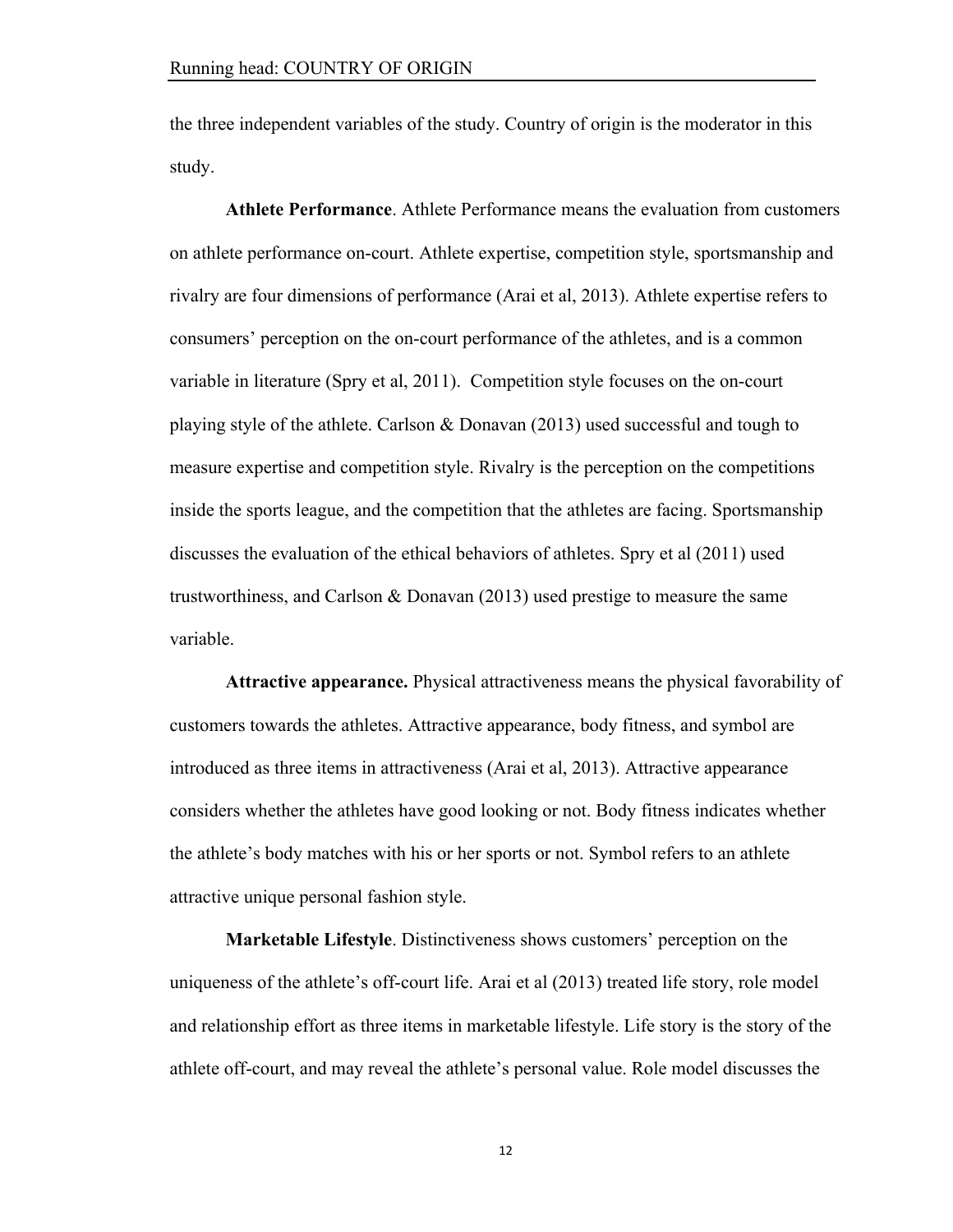the three independent variables of the study. Country of origin is the moderator in this study.

**Athlete Performance**. Athlete Performance means the evaluation from customers on athlete performance on-court. Athlete expertise, competition style, sportsmanship and rivalry are four dimensions of performance (Arai et al, 2013). Athlete expertise refers to consumers' perception on the on-court performance of the athletes, and is a common variable in literature (Spry et al, 2011). Competition style focuses on the on-court playing style of the athlete. Carlson & Donavan (2013) used successful and tough to measure expertise and competition style. Rivalry is the perception on the competitions inside the sports league, and the competition that the athletes are facing. Sportsmanship discusses the evaluation of the ethical behaviors of athletes. Spry et al (2011) used trustworthiness, and Carlson & Donavan (2013) used prestige to measure the same variable.

**Attractive appearance.** Physical attractiveness means the physical favorability of customers towards the athletes. Attractive appearance, body fitness, and symbol are introduced as three items in attractiveness (Arai et al, 2013). Attractive appearance considers whether the athletes have good looking or not. Body fitness indicates whether the athlete's body matches with his or her sports or not. Symbol refers to an athlete attractive unique personal fashion style.

**Marketable Lifestyle**. Distinctiveness shows customers' perception on the uniqueness of the athlete's off-court life. Arai et al (2013) treated life story, role model and relationship effort as three items in marketable lifestyle. Life story is the story of the athlete off-court, and may reveal the athlete's personal value. Role model discusses the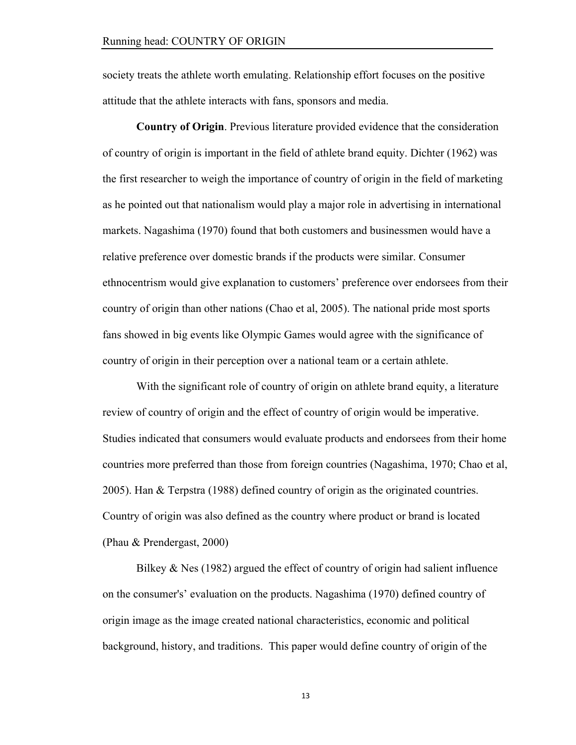society treats the athlete worth emulating. Relationship effort focuses on the positive attitude that the athlete interacts with fans, sponsors and media.

**Country of Origin**. Previous literature provided evidence that the consideration of country of origin is important in the field of athlete brand equity. Dichter (1962) was the first researcher to weigh the importance of country of origin in the field of marketing as he pointed out that nationalism would play a major role in advertising in international markets. Nagashima (1970) found that both customers and businessmen would have a relative preference over domestic brands if the products were similar. Consumer ethnocentrism would give explanation to customers' preference over endorsees from their country of origin than other nations (Chao et al, 2005). The national pride most sports fans showed in big events like Olympic Games would agree with the significance of country of origin in their perception over a national team or a certain athlete.

With the significant role of country of origin on athlete brand equity, a literature review of country of origin and the effect of country of origin would be imperative. Studies indicated that consumers would evaluate products and endorsees from their home countries more preferred than those from foreign countries (Nagashima, 1970; Chao et al, 2005). Han & Terpstra (1988) defined country of origin as the originated countries. Country of origin was also defined as the country where product or brand is located (Phau & Prendergast, 2000)

Bilkey & Nes (1982) argued the effect of country of origin had salient influence on the consumer's' evaluation on the products. Nagashima (1970) defined country of origin image as the image created national characteristics, economic and political background, history, and traditions.  This paper would define country of origin of the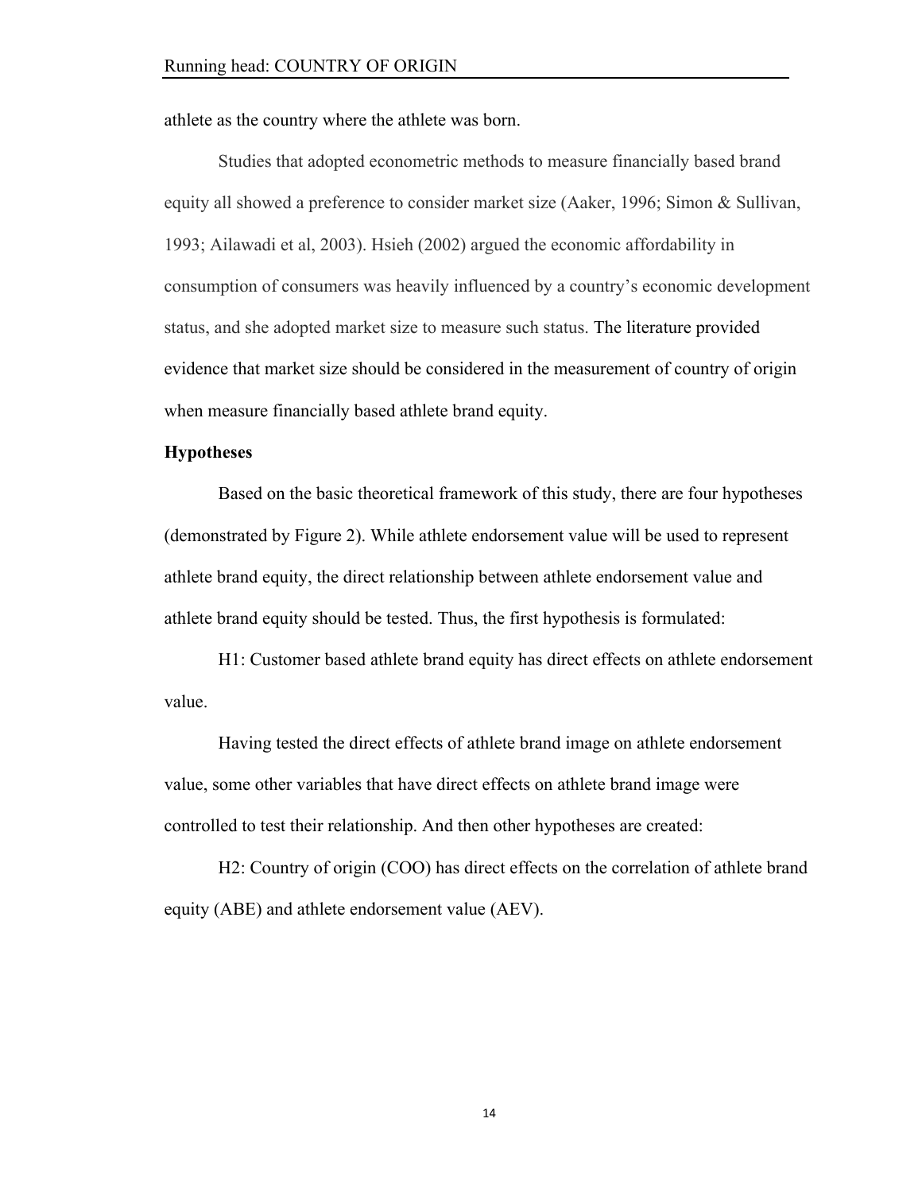athlete as the country where the athlete was born.

Studies that adopted econometric methods to measure financially based brand equity all showed a preference to consider market size (Aaker, 1996; Simon & Sullivan, 1993; Ailawadi et al, 2003). Hsieh (2002) argued the economic affordability in consumption of consumers was heavily influenced by a country's economic development status, and she adopted market size to measure such status. The literature provided evidence that market size should be considered in the measurement of country of origin when measure financially based athlete brand equity.

**Hypotheses**

Based on the basic theoretical framework of this study, there are four hypotheses (demonstrated by Figure 2). While athlete endorsement value will be used to represent athlete brand equity, the direct relationship between athlete endorsement value and athlete brand equity should be tested. Thus, the first hypothesis is formulated:

H1: Customer based athlete brand equity has direct effects on athlete endorsement value.

Having tested the direct effects of athlete brand image on athlete endorsement value, some other variables that have direct effects on athlete brand image were controlled to test their relationship. And then other hypotheses are created:

H2: Country of origin (COO) has direct effects on the correlation of athlete brand equity (ABE) and athlete endorsement value (AEV).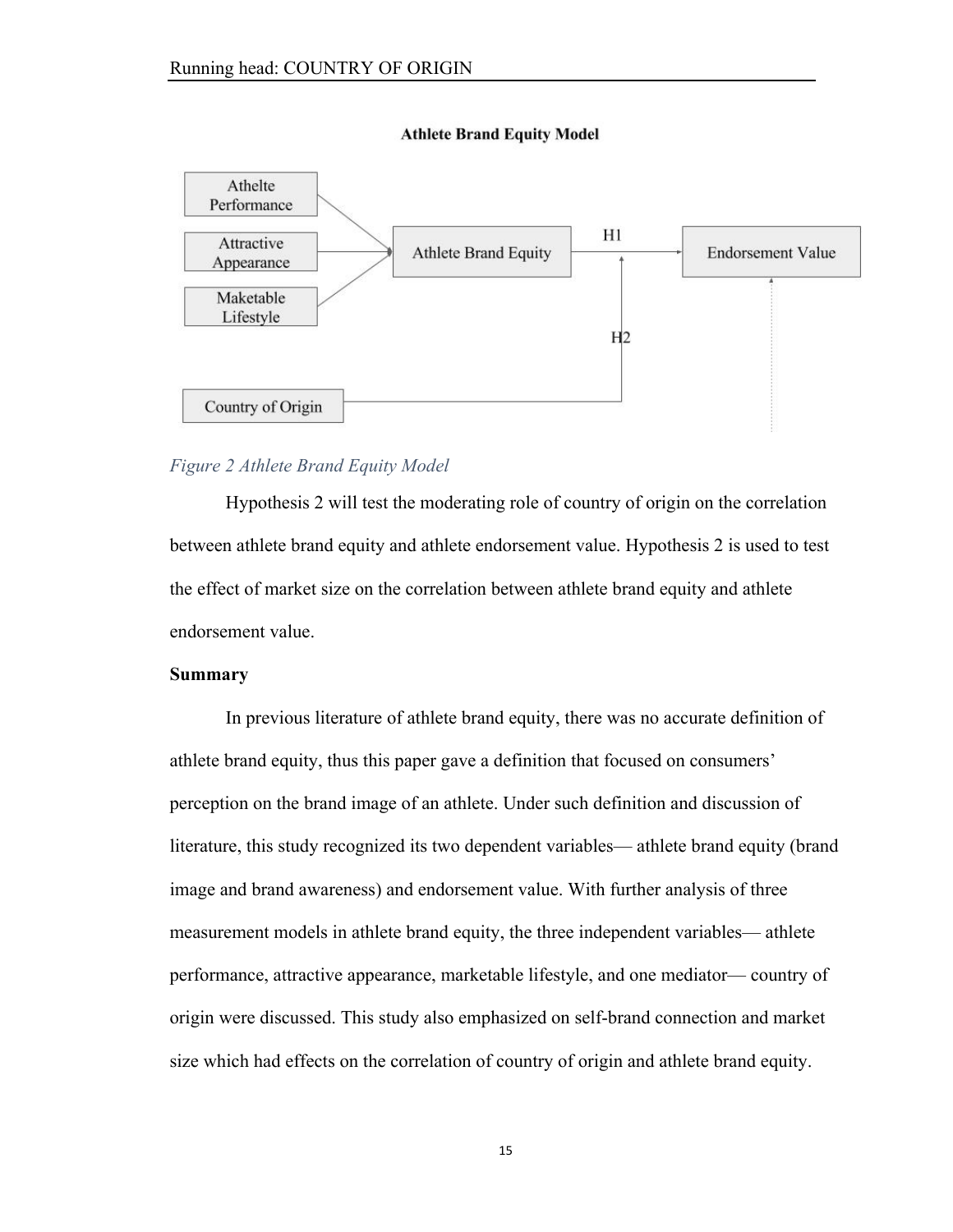**Athlete Brand Equity Model**

Athelte Performance

Attractive Appearance

Maketable Lifestyle

Athlete Brand Equity

H1

Endorsement Value

H2

Country of Origin

*Figure 2 Athlete Brand Equity Model*

Hypothesis 2 will test the moderating role of country of origin on the correlation between athlete brand equity and athlete endorsement value. Hypothesis 2 is used to test the effect of market size on the correlation between athlete brand equity and athlete endorsement value.

**Summary**

In previous literature of athlete brand equity, there was no accurate definition of athlete brand equity, thus this paper gave a definition that focused on consumers' perception on the brand image of an athlete. Under such definition and discussion of literature, this study recognized its two dependent variables— athlete brand equity (brand image and brand awareness) and endorsement value. With further analysis of three measurement models in athlete brand equity, the three independent variables— athlete performance, attractive appearance, marketable lifestyle, and one mediator— country of origin were discussed. This study also emphasized on self-brand connection and market size which had effects on the correlation of country of origin and athlete brand equity.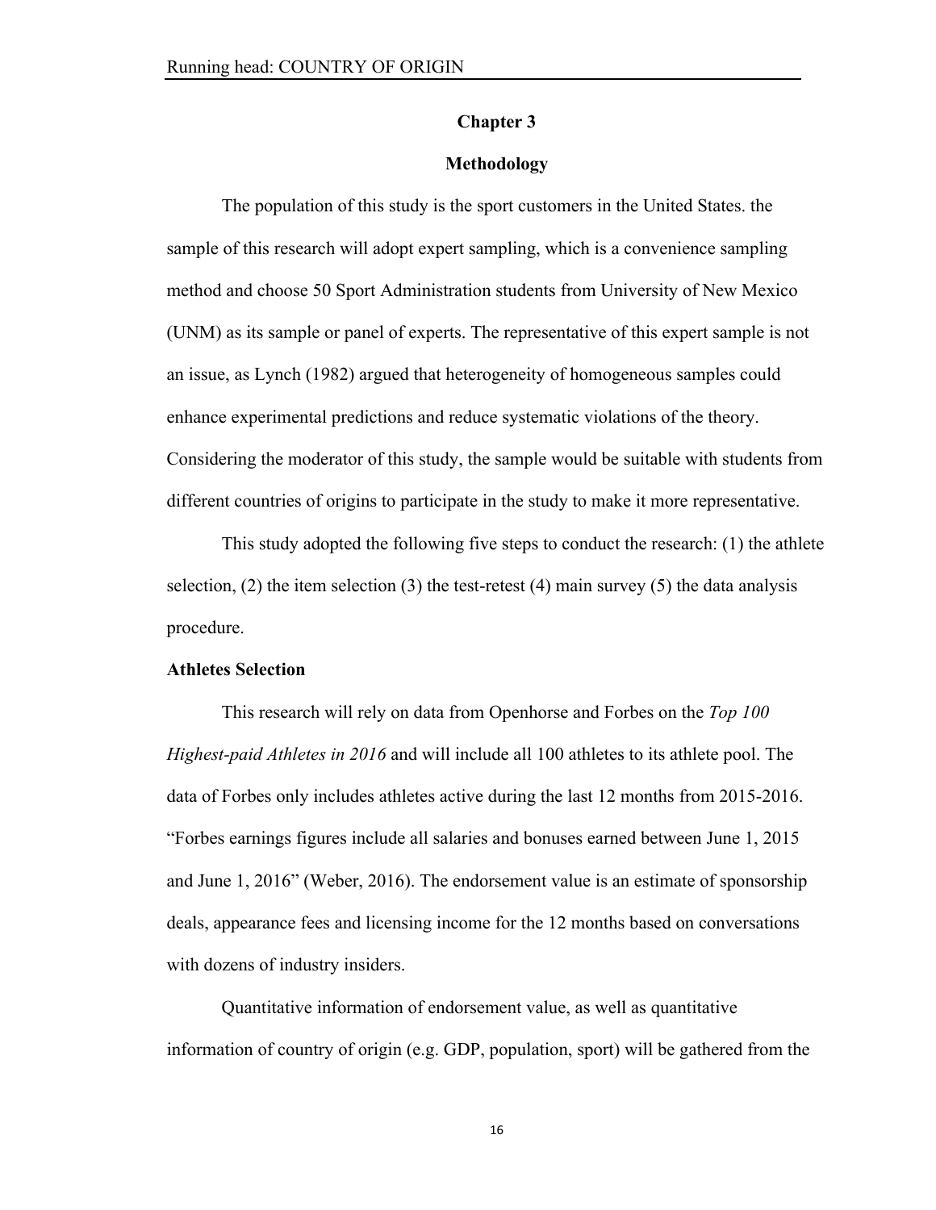## Chapter 3

## Methodology

The population of this study is the sport customers in the United States. the sample of this research will adopt expert sampling, which is a convenience sampling method and choose 50 Sport Administration students from University of New Mexico (UNM) as its sample or panel of experts. The representative of this expert sample is not an issue, as Lynch (1982) argued that heterogeneity of homogeneous samples could enhance experimental predictions and reduce systematic violations of the theory. Considering the moderator of this study, the sample would be suitable with students from different countries of origins to participate in the study to make it more representative.

This study adopted the following five steps to conduct the research: (1) the athlete selection, (2) the item selection (3) the test-retest (4) main survey (5) the data analysis procedure.

### Athletes Selection

This research will rely on data from Openhorse and Forbes on the *Top 100 Highest-paid Athletes in 2016* and will include all 100 athletes to its athlete pool. The data of Forbes only includes athletes active during the last 12 months from 2015-2016. "Forbes earnings figures include all salaries and bonuses earned between June 1, 2015 and June 1, 2016" (Weber, 2016). The endorsement value is an estimate of sponsorship deals, appearance fees and licensing income for the 12 months based on conversations with dozens of industry insiders.

Quantitative information of endorsement value, as well as quantitative information of country of origin (e.g. GDP, population, sport) will be gathered from the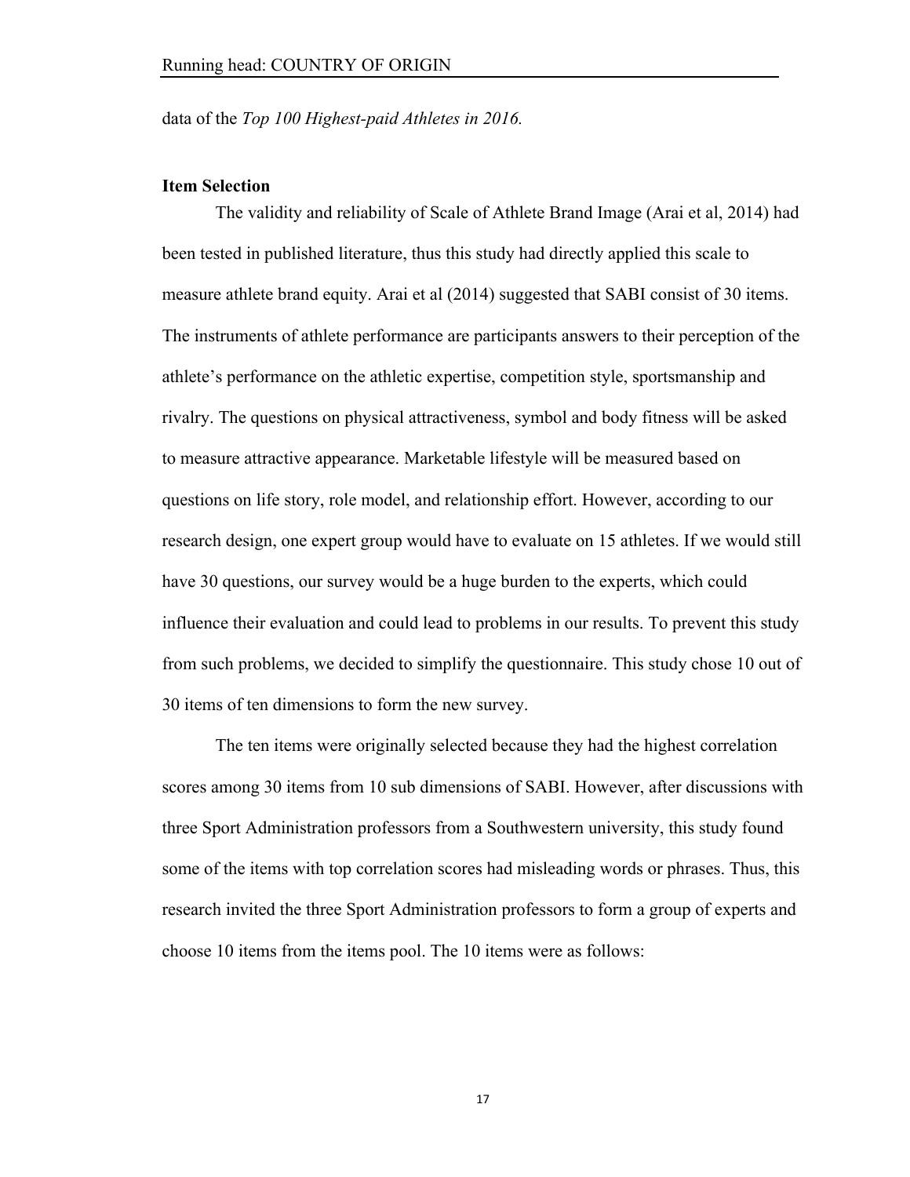data of the *Top 100 Highest-paid Athletes in 2016.*

**Item Selection**

The validity and reliability of Scale of Athlete Brand Image (Arai et al, 2014) had been tested in published literature, thus this study had directly applied this scale to measure athlete brand equity. Arai et al (2014) suggested that SABI consist of 30 items. The instruments of athlete performance are participants answers to their perception of the athlete's performance on the athletic expertise, competition style, sportsmanship and rivalry. The questions on physical attractiveness, symbol and body fitness will be asked to measure attractive appearance. Marketable lifestyle will be measured based on questions on life story, role model, and relationship effort. However, according to our research design, one expert group would have to evaluate on 15 athletes. If we would still have 30 questions, our survey would be a huge burden to the experts, which could influence their evaluation and could lead to problems in our results. To prevent this study from such problems, we decided to simplify the questionnaire. This study chose 10 out of 30 items of ten dimensions to form the new survey.

The ten items were originally selected because they had the highest correlation scores among 30 items from 10 sub dimensions of SABI. However, after discussions with three Sport Administration professors from a Southwestern university, this study found some of the items with top correlation scores had misleading words or phrases. Thus, this research invited the three Sport Administration professors to form a group of experts and choose 10 items from the items pool. The 10 items were as follows: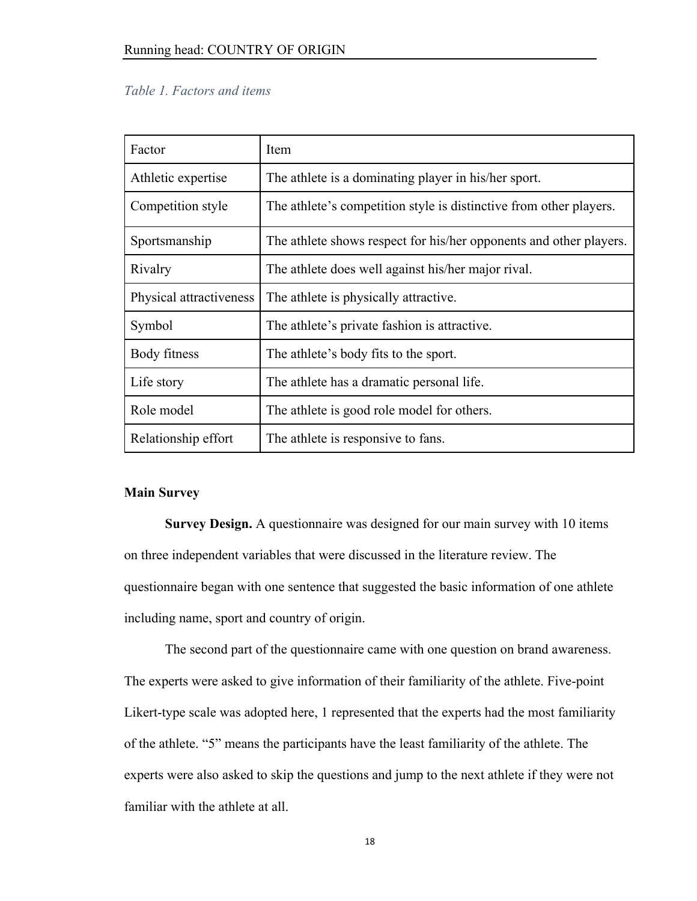*Table 1. Factors and items*

| Factor | Item |
|---|---|
| Athletic expertise | The athlete is a dominating player in his/her sport. |
| Competition style | The athlete's competition style is distinctive from other players. |
| Sportsmanship | The athlete shows respect for his/her opponents and other players. |
| Rivalry | The athlete does well against his/her major rival. |
| Physical attractiveness | The athlete is physically attractive. |
| Symbol | The athlete's private fashion is attractive. |
| Body fitness | The athlete's body fits to the sport. |
| Life story | The athlete has a dramatic personal life. |
| Role model | The athlete is good role model for others. |
| Relationship effort | The athlete is responsive to fans. |

**Main Survey**

**Survey Design.** A questionnaire was designed for our main survey with 10 items on three independent variables that were discussed in the literature review. The questionnaire began with one sentence that suggested the basic information of one athlete including name, sport and country of origin.

The second part of the questionnaire came with one question on brand awareness. The experts were asked to give information of their familiarity of the athlete. Five-point Likert-type scale was adopted here, 1 represented that the experts had the most familiarity of the athlete. "5" means the participants have the least familiarity of the athlete. The experts were also asked to skip the questions and jump to the next athlete if they were not familiar with the athlete at all.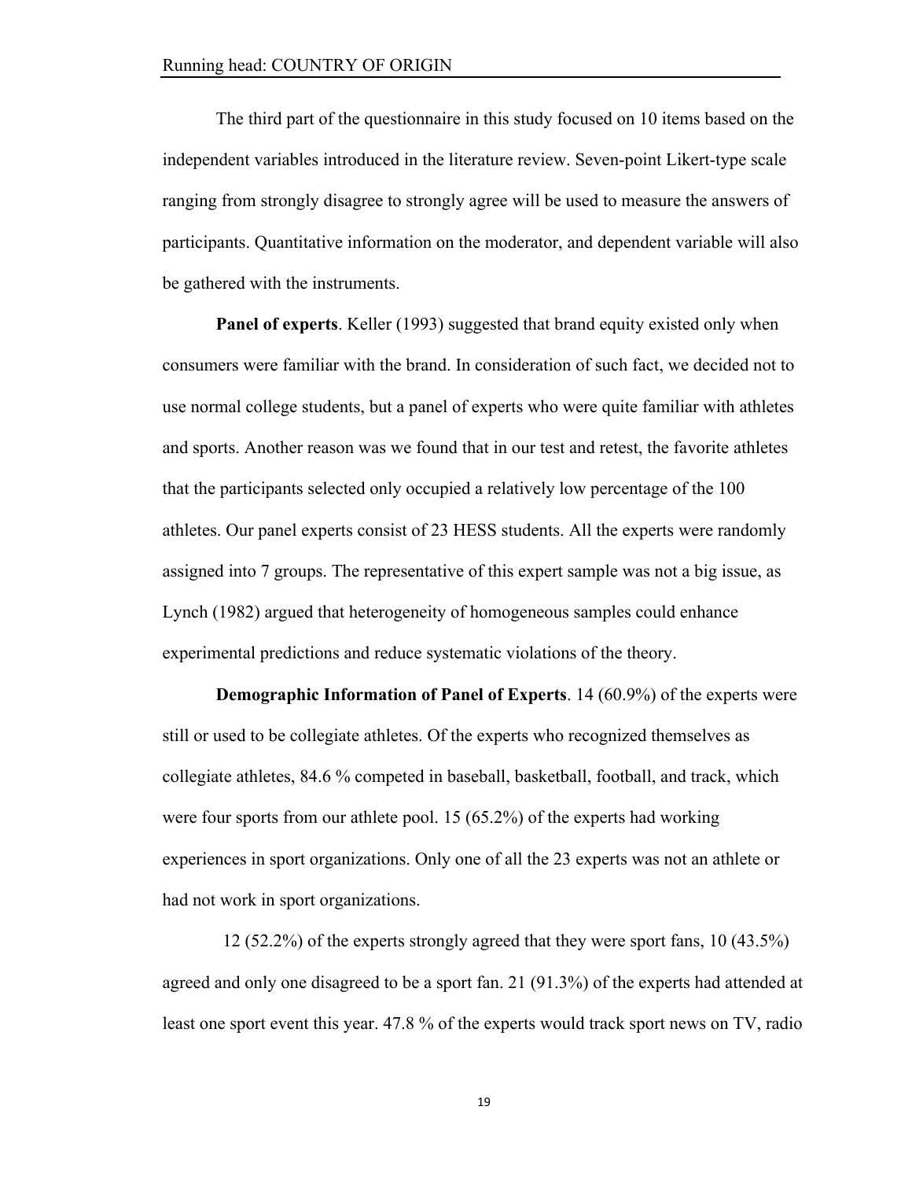The third part of the questionnaire in this study focused on 10 items based on the independent variables introduced in the literature review. Seven-point Likert-type scale ranging from strongly disagree to strongly agree will be used to measure the answers of participants. Quantitative information on the moderator, and dependent variable will also be gathered with the instruments.

**Panel of experts**. Keller (1993) suggested that brand equity existed only when consumers were familiar with the brand. In consideration of such fact, we decided not to use normal college students, but a panel of experts who were quite familiar with athletes and sports. Another reason was we found that in our test and retest, the favorite athletes that the participants selected only occupied a relatively low percentage of the 100 athletes. Our panel experts consist of 23 HESS students. All the experts were randomly assigned into 7 groups. The representative of this expert sample was not a big issue, as Lynch (1982) argued that heterogeneity of homogeneous samples could enhance experimental predictions and reduce systematic violations of the theory.

**Demographic Information of Panel of Experts**. 14 (60.9%) of the experts were still or used to be collegiate athletes. Of the experts who recognized themselves as collegiate athletes, 84.6 % competed in baseball, basketball, football, and track, which were four sports from our athlete pool. 15 (65.2%) of the experts had working experiences in sport organizations. Only one of all the 23 experts was not an athlete or had not work in sport organizations.

12 (52.2%) of the experts strongly agreed that they were sport fans, 10 (43.5%) agreed and only one disagreed to be a sport fan. 21 (91.3%) of the experts had attended at least one sport event this year. 47.8 % of the experts would track sport news on TV, radio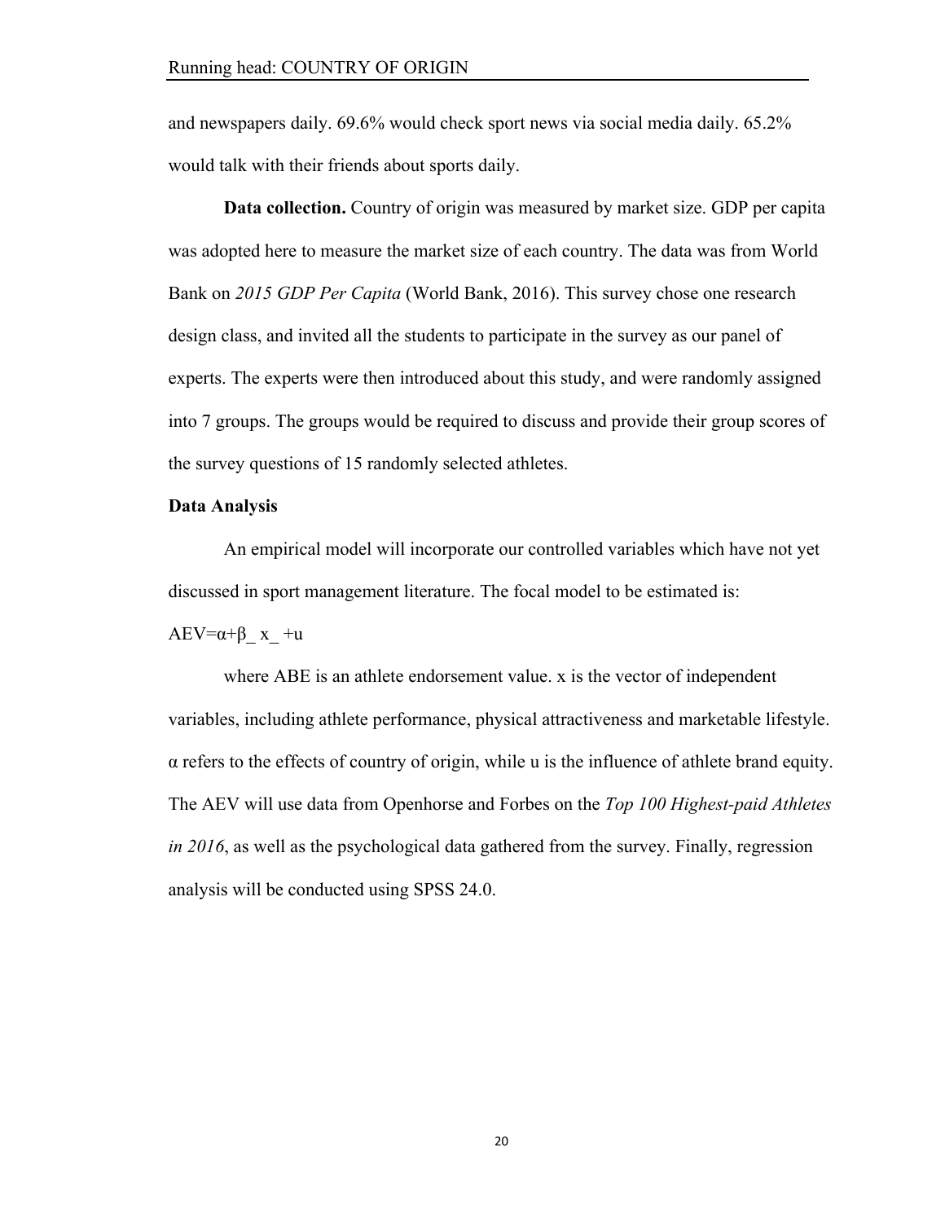and newspapers daily. 69.6% would check sport news via social media daily. 65.2% would talk with their friends about sports daily.

**Data collection.** Country of origin was measured by market size. GDP per capita was adopted here to measure the market size of each country. The data was from World Bank on *2015 GDP Per Capita* (World Bank, 2016). This survey chose one research design class, and invited all the students to participate in the survey as our panel of experts. The experts were then introduced about this study, and were randomly assigned into 7 groups. The groups would be required to discuss and provide their group scores of the survey questions of 15 randomly selected athletes.

**Data Analysis**

An empirical model will incorporate our controlled variables which have not yet discussed in sport management literature. The focal model to be estimated is:

$AEV=\alpha+\beta\_\ x\_\ +u$

where ABE is an athlete endorsement value. x is the vector of independent variables, including athlete performance, physical attractiveness and marketable lifestyle. α refers to the effects of country of origin, while u is the influence of athlete brand equity. The AEV will use data from Openhorse and Forbes on the *Top 100 Highest-paid Athletes in 2016*, as well as the psychological data gathered from the survey. Finally, regression analysis will be conducted using SPSS 24.0.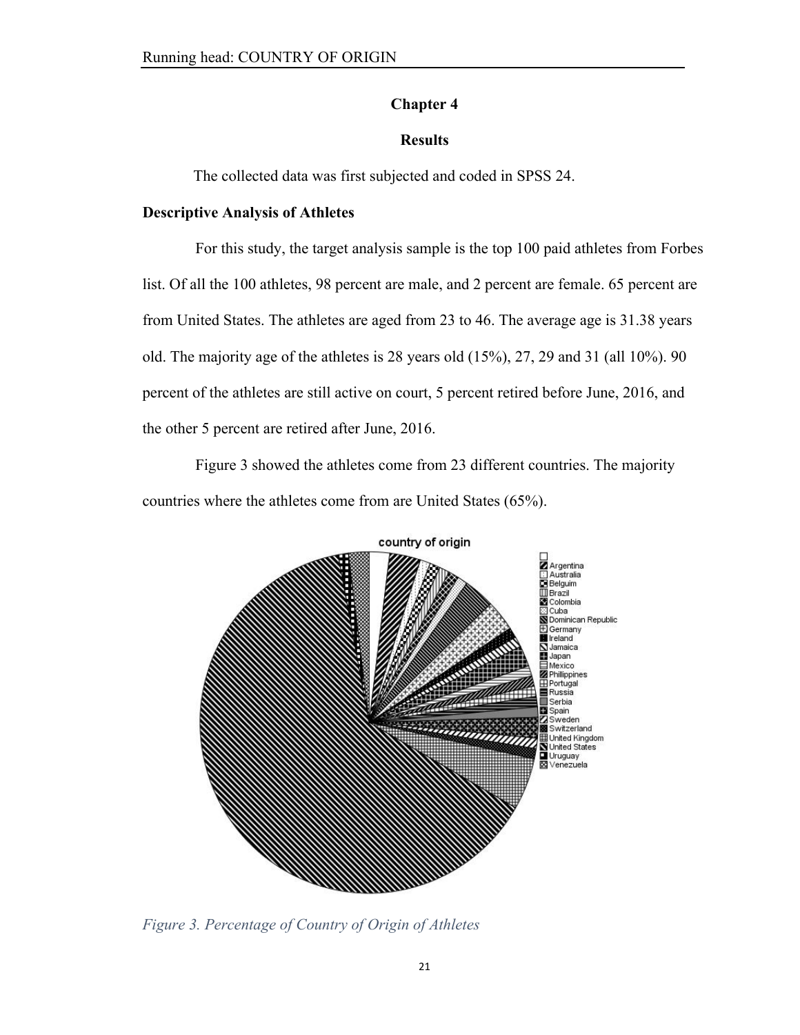# Chapter 4

## Results

The collected data was first subjected and coded in SPSS 24.

### Descriptive Analysis of Athletes

For this study, the target analysis sample is the top 100 paid athletes from Forbes list. Of all the 100 athletes, 98 percent are male, and 2 percent are female. 65 percent are from United States. The athletes are aged from 23 to 46. The average age is 31.38 years old. The majority age of the athletes is 28 years old (15%), 27, 29 and 31 (all 10%). 90 percent of the athletes are still active on court, 5 percent retired before June, 2016, and the other 5 percent are retired after June, 2016.

Figure 3 showed the athletes come from 23 different countries. The majority countries where the athletes come from are United States (65%).

*Figure 3. Percentage of Country of Origin of Athletes*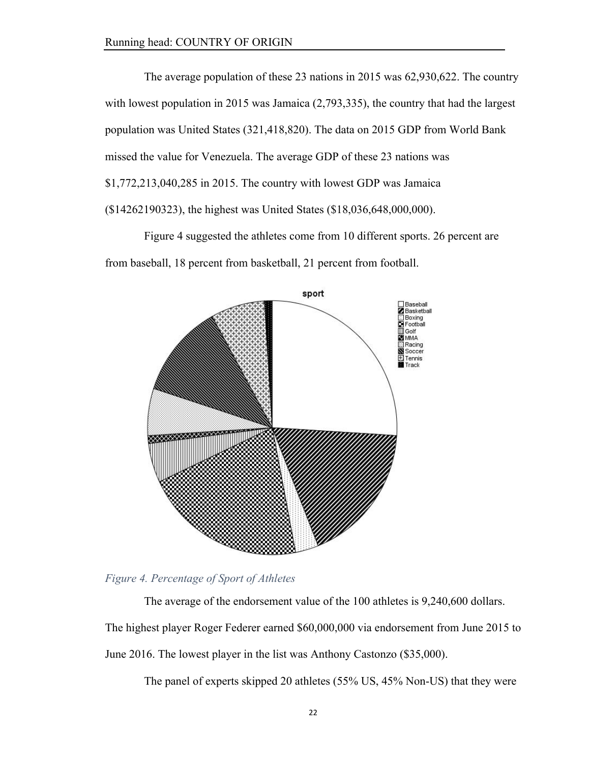The average population of these 23 nations in 2015 was 62,930,622. The country with lowest population in 2015 was Jamaica (2,793,335), the country that had the largest population was United States (321,418,820). The data on 2015 GDP from World Bank missed the value for Venezuela. The average GDP of these 23 nations was $1,772,213,040,285 in 2015. The country with lowest GDP was Jamaica ($14262190323), the highest was United States ($18,036,648,000,000).

Figure 4 suggested the athletes come from 10 different sports. 26 percent are from baseball, 18 percent from basketball, 21 percent from football.

*Figure 4. Percentage of Sport of Athletes*

The average of the endorsement value of the 100 athletes is 9,240,600 dollars. The highest player Roger Federer earned $60,000,000 via endorsement from June 2015 to June 2016. The lowest player in the list was Anthony Castonzo ($35,000).

The panel of experts skipped 20 athletes (55% US, 45% Non-US) that they were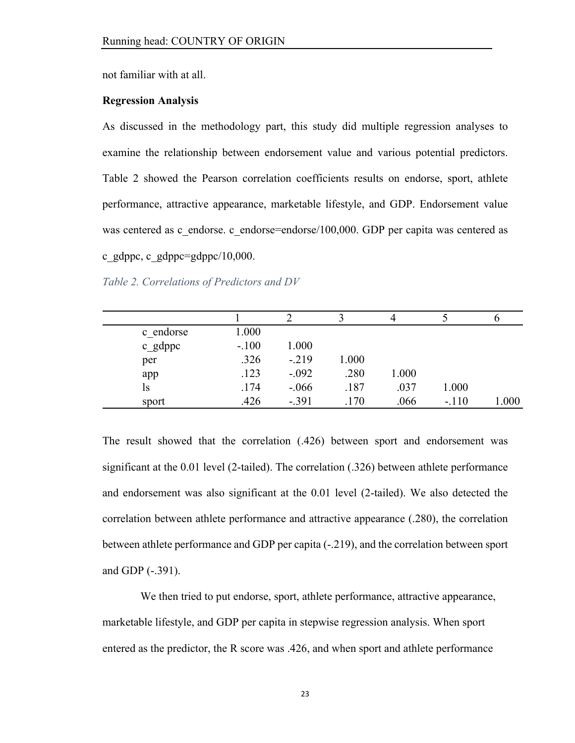not familiar with at all.

**Regression Analysis**

As discussed in the methodology part, this study did multiple regression analyses to examine the relationship between endorsement value and various potential predictors. Table 2 showed the Pearson correlation coefficients results on endorse, sport, athlete performance, attractive appearance, marketable lifestyle, and GDP. Endorsement value was centered as c_endorse. c_endorse=endorse/100,000. GDP per capita was centered as c_gdppc, c_gdppc=gdppc/10,000.

*Table 2. Correlations of Predictors and DV*

| | 1 | 2 | 3 | 4 | 5 | 6 |
|---|---|---|---|---|---|---|
| c_endorse | 1.000 | | | | | |
| c_gdppc | -.100 | 1.000 | | | | |
| per | .326 | -.219 | 1.000 | | | |
| app | .123 | -.092 | .280 | 1.000 | | |
| ls | .174 | -.066 | .187 | .037 | 1.000 | |
| sport | .426 | -.391 | .170 | .066 | -.110 | 1.000 |

The result showed that the correlation (.426) between sport and endorsement was significant at the 0.01 level (2-tailed). The correlation (.326) between athlete performance and endorsement was also significant at the 0.01 level (2-tailed). We also detected the correlation between athlete performance and attractive appearance (.280), the correlation between athlete performance and GDP per capita (-.219), and the correlation between sport and GDP (-.391).

We then tried to put endorse, sport, athlete performance, attractive appearance, marketable lifestyle, and GDP per capita in stepwise regression analysis. When sport entered as the predictor, the R score was .426, and when sport and athlete performance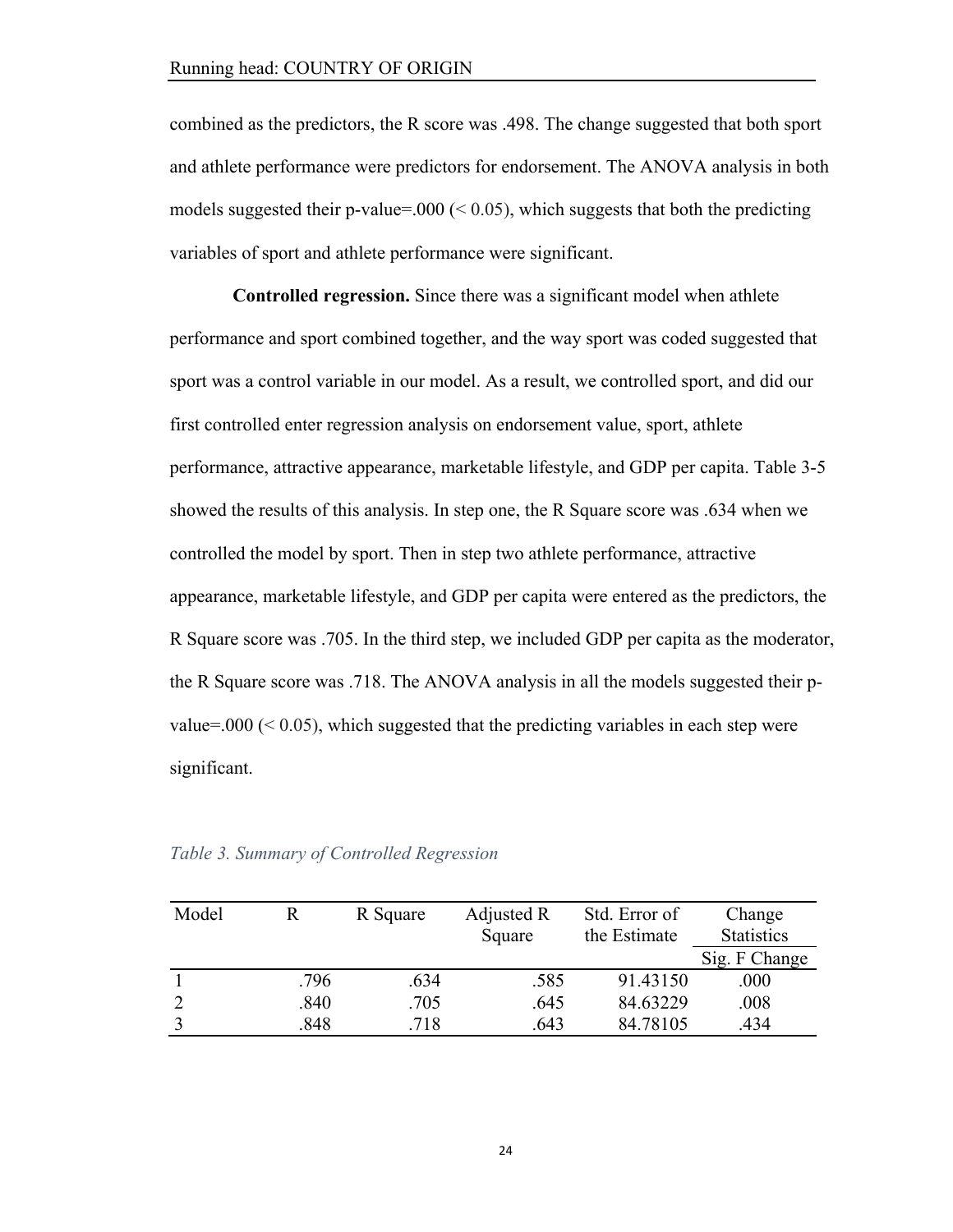combined as the predictors, the R score was .498. The change suggested that both sport and athlete performance were predictors for endorsement. The ANOVA analysis in both models suggested their p-value=.000 (< 0.05), which suggests that both the predicting variables of sport and athlete performance were significant.

**Controlled regression.** Since there was a significant model when athlete performance and sport combined together, and the way sport was coded suggested that sport was a control variable in our model. As a result, we controlled sport, and did our first controlled enter regression analysis on endorsement value, sport, athlete performance, attractive appearance, marketable lifestyle, and GDP per capita. Table 3-5 showed the results of this analysis. In step one, the R Square score was .634 when we controlled the model by sport. Then in step two athlete performance, attractive appearance, marketable lifestyle, and GDP per capita were entered as the predictors, the R Square score was .705. In the third step, we included GDP per capita as the moderator, the R Square score was .718. The ANOVA analysis in all the models suggested their p-value=.000 (< 0.05), which suggested that the predicting variables in each step were significant.

*Table 3. Summary of Controlled Regression*

| Model | R | R Square | Adjusted R Square | Std. Error of the Estimate | Change Statistics |
|---|---|---|---|---|---|
| | | | | | Sig. F Change |
| 1 | .796 | .634 | .585 | 91.43150 | .000 |
| 2 | .840 | .705 | .645 | 84.63229 | .008 |
| 3 | .848 | .718 | .643 | 84.78105 | .434 |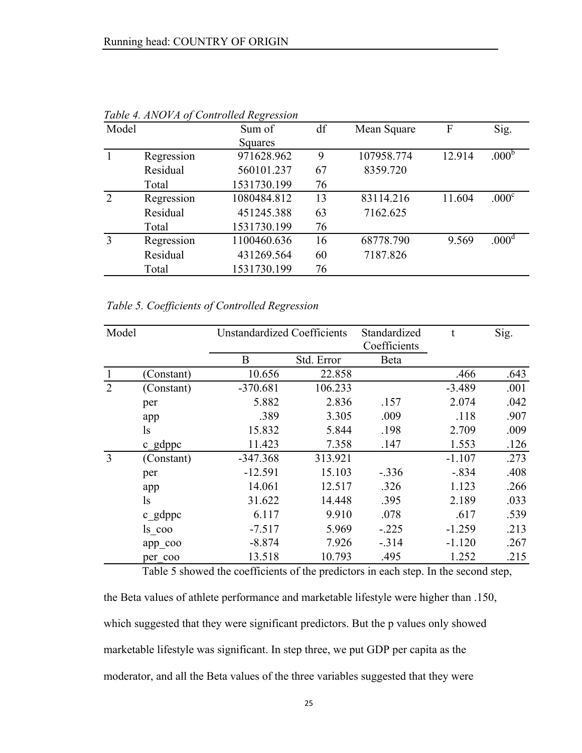*Table 4. ANOVA of Controlled Regression*

| Model | | Sum of Squares | df | Mean Square | F | Sig. |
|---|---|---|---|---|---|---|
| 1 | Regression | 971628.962 | 9 | 107958.774 | 12.914 | .000[b] |
| | Residual | 560101.237 | 67 | 8359.720 | | |
| | Total | 1531730.199 | 76 | | | |
| 2 | Regression | 1080484.812 | 13 | 83114.216 | 11.604 | .000[c] |
| | Residual | 451245.388 | 63 | 7162.625 | | |
| | Total | 1531730.199 | 76 | | | |
| 3 | Regression | 1100460.636 | 16 | 68778.790 | 9.569 | .000[d] |
| | Residual | 431269.564 | 60 | 7187.826 | | |
| | Total | 1531730.199 | 76 | | | |

*Table 5. Coefficients of Controlled Regression*

| Model | | Unstandardized Coefficients | | Standardized Coefficients | t | Sig. |
|---|---|---|---|---|---|---|
| | | B | Std. Error | Beta | | |
| 1 | (Constant) | 10.656 | 22.858 | | .466 | .643 |
| 2 | (Constant) | -370.681 | 106.233 | | -3.489 | .001 |
| | per | 5.882 | 2.836 | .157 | 2.074 | .042 |
| | app | .389 | 3.305 | .009 | .118 | .907 |
| | ls | 15.832 | 5.844 | .198 | 2.709 | .009 |
| | c_gdppc | 11.423 | 7.358 | .147 | 1.553 | .126 |
| 3 | (Constant) | -347.368 | 313.921 | | -1.107 | .273 |
| | per | -12.591 | 15.103 | -.336 | -.834 | .408 |
| | app | 14.061 | 12.517 | .326 | 1.123 | .266 |
| | ls | 31.622 | 14.448 | .395 | 2.189 | .033 |
| | c_gdppc | 6.117 | 9.910 | .078 | .617 | .539 |
| | ls_coo | -7.517 | 5.969 | -.225 | -1.259 | .213 |
| | app_coo | -8.874 | 7.926 | -.314 | -1.120 | .267 |
| | per_coo | 13.518 | 10.793 | .495 | 1.252 | .215 |

Table 5 showed the coefficients of the predictors in each step. In the second step, the Beta values of athlete performance and marketable lifestyle were higher than .150, which suggested that they were significant predictors. But the p values only showed marketable lifestyle was significant. In step three, we put GDP per capita as the moderator, and all the Beta values of the three variables suggested that they were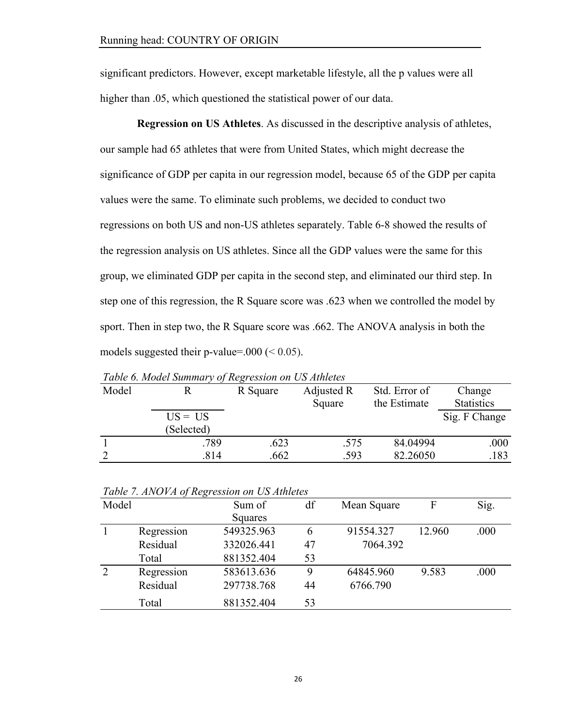significant predictors. However, except marketable lifestyle, all the p values were all higher than .05, which questioned the statistical power of our data.

**Regression on US Athletes**. As discussed in the descriptive analysis of athletes, our sample had 65 athletes that were from United States, which might decrease the significance of GDP per capita in our regression model, because 65 of the GDP per capita values were the same. To eliminate such problems, we decided to conduct two regressions on both US and non-US athletes separately. Table 6-8 showed the results of the regression analysis on US athletes. Since all the GDP values were the same for this group, we eliminated GDP per capita in the second step, and eliminated our third step. In step one of this regression, the R Square score was .623 when we controlled the model by sport. Then in step two, the R Square score was .662. The ANOVA analysis in both the models suggested their p-value=.000 (< 0.05).

*Table 6. Model Summary of Regression on US Athletes*

| Model | R | R Square | Adjusted R Square | Std. Error of the Estimate | Change Statistics |
|---|---|---|---|---|---|
| | US = US (Selected) | | | | Sig. F Change |
| 1 | .789 | .623 | .575 | 84.04994 | .000 |
| 2 | .814 | .662 | .593 | 82.26050 | .183 |

*Table 7. ANOVA of Regression on US Athletes*

| Model | | Sum of Squares | df | Mean Square | F | Sig. |
|---|---|---|---|---|---|---|
| 1 | Regression | 549325.963 | 6 | 91554.327 | 12.960 | .000 |
| | Residual | 332026.441 | 47 | 7064.392 | | |
| | Total | 881352.404 | 53 | | | |
| 2 | Regression | 583613.636 | 9 | 64845.960 | 9.583 | .000 |
| | Residual | 297738.768 | 44 | 6766.790 | | |
| | Total | 881352.404 | 53 | | | |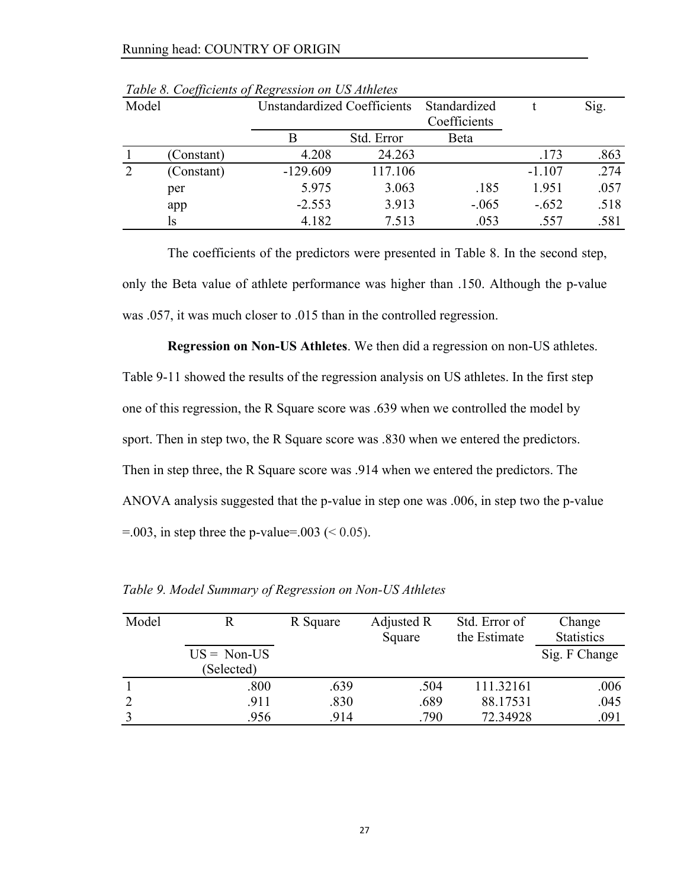*Table 8. Coefficients of Regression on US Athletes*

| Model | | Unstandardized Coefficients | | Standardized Coefficients | t | Sig. |
|---|---|---|---|---|---|---|
| | | B | Std. Error | Beta | | |
| 1 | (Constant) | 4.208 | 24.263 | | .173 | .863 |
| 2 | (Constant) | -129.609 | 117.106 | | -1.107 | .274 |
| | per | 5.975 | 3.063 | .185 | 1.951 | .057 |
| | app | -2.553 | 3.913 | -.065 | -.652 | .518 |
| | ls | 4.182 | 7.513 | .053 | .557 | .581 |

The coefficients of the predictors were presented in Table 8. In the second step, only the Beta value of athlete performance was higher than .150. Although the p-value was .057, it was much closer to .015 than in the controlled regression.

**Regression on Non-US Athletes**. We then did a regression on non-US athletes. Table 9-11 showed the results of the regression analysis on US athletes. In the first step one of this regression, the R Square score was .639 when we controlled the model by sport. Then in step two, the R Square score was .830 when we entered the predictors. Then in step three, the R Square score was .914 when we entered the predictors. The ANOVA analysis suggested that the p-value in step one was .006, in step two the p-value =.003, in step three the p-value=.003 (< 0.05).

*Table 9. Model Summary of Regression on Non-US Athletes*

| Model | R | R Square | Adjusted R Square | Std. Error of the Estimate | Change Statistics |
|---|---|---|---|---|---|
| | US = Non-US (Selected) | | | | Sig. F Change |
| 1 | .800 | .639 | .504 | 111.32161 | .006 |
| 2 | .911 | .830 | .689 | 88.17531 | .045 |
| 3 | .956 | .914 | .790 | 72.34928 | .091 |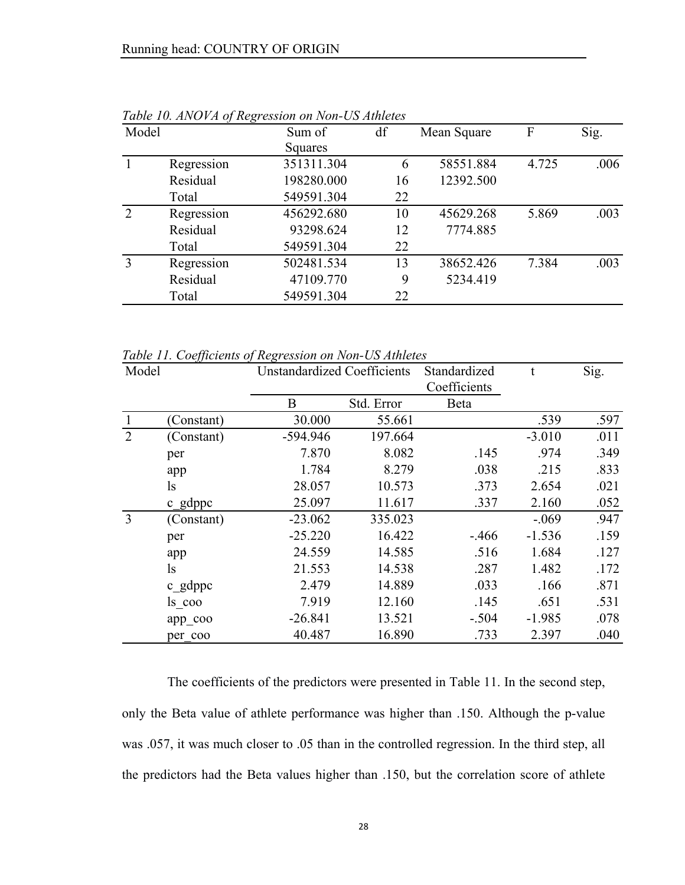*Table 10. ANOVA of Regression on Non-US Athletes*

| Model | | Sum of Squares | df | Mean Square | F | Sig. |
|---|---|---|---|---|---|---|
| 1 | Regression | 351311.304 | 6 | 58551.884 | 4.725 | .006 |
| | Residual | 198280.000 | 16 | 12392.500 | | |
| | Total | 549591.304 | 22 | | | |
| 2 | Regression | 456292.680 | 10 | 45629.268 | 5.869 | .003 |
| | Residual | 93298.624 | 12 | 7774.885 | | |
| | Total | 549591.304 | 22 | | | |
| 3 | Regression | 502481.534 | 13 | 38652.426 | 7.384 | .003 |
| | Residual | 47109.770 | 9 | 5234.419 | | |
| | Total | 549591.304 | 22 | | | |

*Table 11. Coefficients of Regression on Non-US Athletes*

| Model | | Unstandardized Coefficients | | Standardized Coefficients | t | Sig. |
|---|---|---|---|---|---|---|
| | | B | Std. Error | Beta | | |
| 1 | (Constant) | 30.000 | 55.661 | | .539 | .597 |
| 2 | (Constant) | -594.946 | 197.664 | | -3.010 | .011 |
| | per | 7.870 | 8.082 | .145 | .974 | .349 |
| | app | 1.784 | 8.279 | .038 | .215 | .833 |
| | ls | 28.057 | 10.573 | .373 | 2.654 | .021 |
| | c_gdppc | 25.097 | 11.617 | .337 | 2.160 | .052 |
| 3 | (Constant) | -23.062 | 335.023 | | -.069 | .947 |
| | per | -25.220 | 16.422 | -.466 | -1.536 | .159 |
| | app | 24.559 | 14.585 | .516 | 1.684 | .127 |
| | ls | 21.553 | 14.538 | .287 | 1.482 | .172 |
| | c_gdppc | 2.479 | 14.889 | .033 | .166 | .871 |
| | ls_coo | 7.919 | 12.160 | .145 | .651 | .531 |
| | app_coo | -26.841 | 13.521 | -.504 | -1.985 | .078 |
| | per_coo | 40.487 | 16.890 | .733 | 2.397 | .040 |

The coefficients of the predictors were presented in Table 11. In the second step, only the Beta value of athlete performance was higher than .150. Although the p-value was .057, it was much closer to .05 than in the controlled regression. In the third step, all the predictors had the Beta values higher than .150, but the correlation score of athlete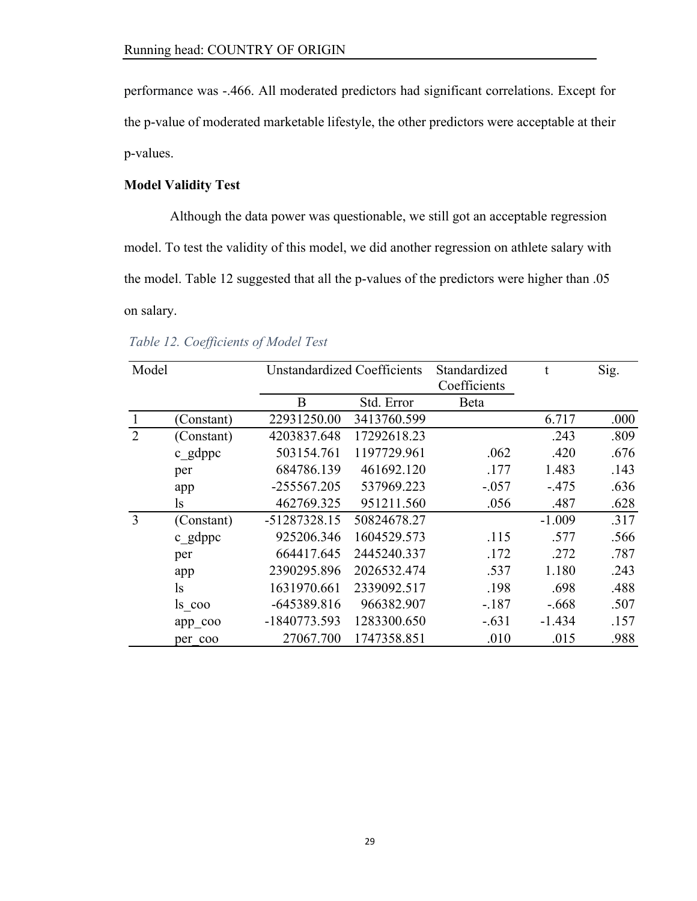performance was -.466. All moderated predictors had significant correlations. Except for the p-value of moderated marketable lifestyle, the other predictors were acceptable at their p-values.

**Model Validity Test**

Although the data power was questionable, we still got an acceptable regression model. To test the validity of this model, we did another regression on athlete salary with the model. Table 12 suggested that all the p-values of the predictors were higher than .05 on salary.

*Table 12. Coefficients of Model Test*

| Model | | Unstandardized Coefficients | | Standardized Coefficients | t | Sig. |
|---|---|---|---|---|---|---|
| | | B | Std. Error | Beta | | |
| 1 | (Constant) | 22931250.00 | 3413760.599 | | 6.717 | .000 |
| 2 | (Constant) | 4203837.648 | 17292618.23 | | .243 | .809 |
| | c_gdppc | 503154.761 | 1197729.961 | .062 | .420 | .676 |
| | per | 684786.139 | 461692.120 | .177 | 1.483 | .143 |
| | app | -255567.205 | 537969.223 | -.057 | -.475 | .636 |
| | ls | 462769.325 | 951211.560 | .056 | .487 | .628 |
| 3 | (Constant) | -51287328.15 | 50824678.27 | | -1.009 | .317 |
| | c_gdppc | 925206.346 | 1604529.573 | .115 | .577 | .566 |
| | per | 664417.645 | 2445240.337 | .172 | .272 | .787 |
| | app | 2390295.896 | 2026532.474 | .537 | 1.180 | .243 |
| | ls | 1631970.661 | 2339092.517 | .198 | .698 | .488 |
| | ls_coo | -645389.816 | 966382.907 | -.187 | -.668 | .507 |
| | app_coo | -1840773.593 | 1283300.650 | -.631 | -1.434 | .157 |
| | per_coo | 27067.700 | 1747358.851 | .010 | .015 | .988 |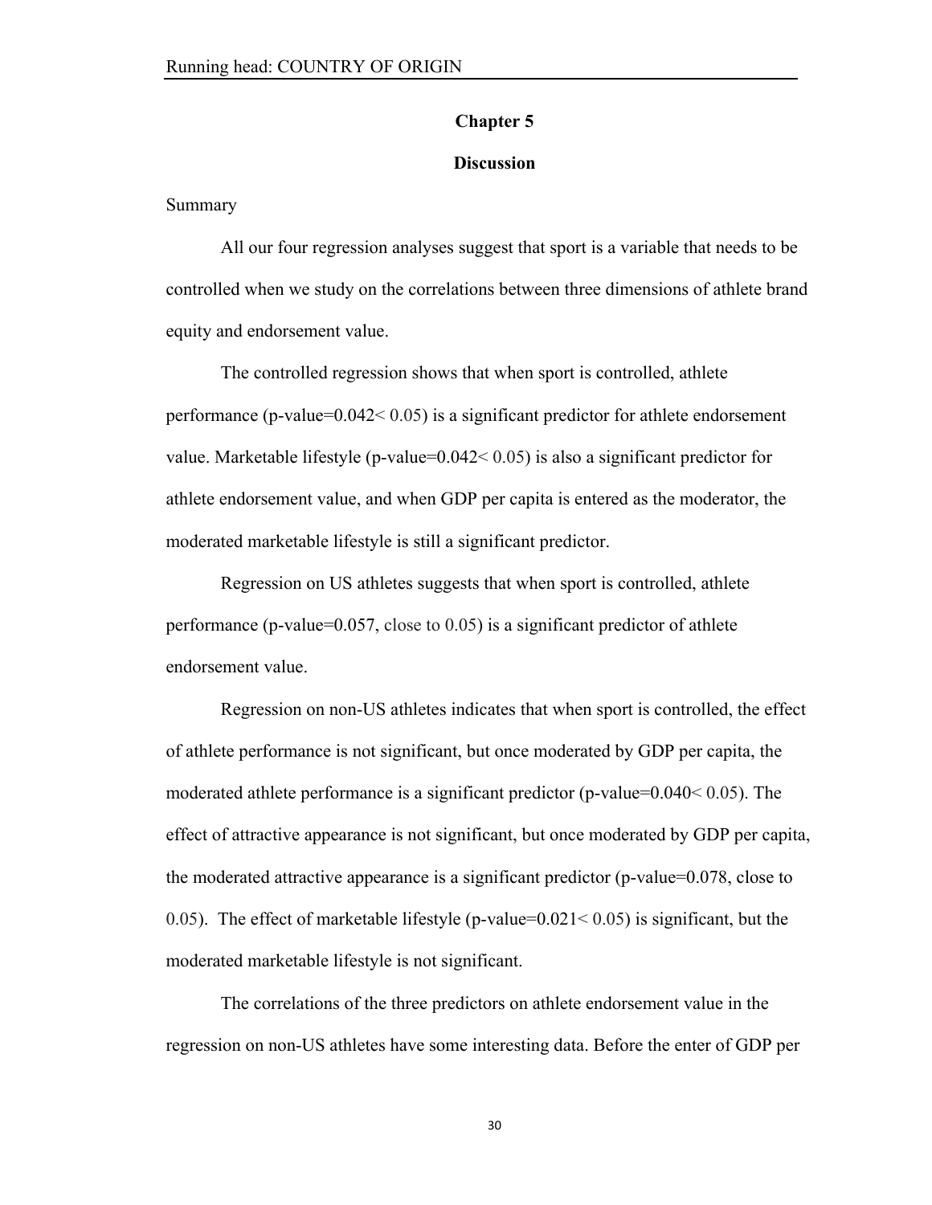# Chapter 5

## Discussion

Summary

All our four regression analyses suggest that sport is a variable that needs to be controlled when we study on the correlations between three dimensions of athlete brand equity and endorsement value.

The controlled regression shows that when sport is controlled, athlete performance (p-value=0.042< 0.05) is a significant predictor for athlete endorsement value. Marketable lifestyle (p-value=0.042< 0.05) is also a significant predictor for athlete endorsement value, and when GDP per capita is entered as the moderator, the moderated marketable lifestyle is still a significant predictor.

Regression on US athletes suggests that when sport is controlled, athlete performance (p-value=0.057, close to 0.05) is a significant predictor of athlete endorsement value.

Regression on non-US athletes indicates that when sport is controlled, the effect of athlete performance is not significant, but once moderated by GDP per capita, the moderated athlete performance is a significant predictor (p-value=0.040< 0.05). The effect of attractive appearance is not significant, but once moderated by GDP per capita, the moderated attractive appearance is a significant predictor (p-value=0.078, close to 0.05). The effect of marketable lifestyle (p-value=0.021< 0.05) is significant, but the moderated marketable lifestyle is not significant.

The correlations of the three predictors on athlete endorsement value in the regression on non-US athletes have some interesting data. Before the enter of GDP per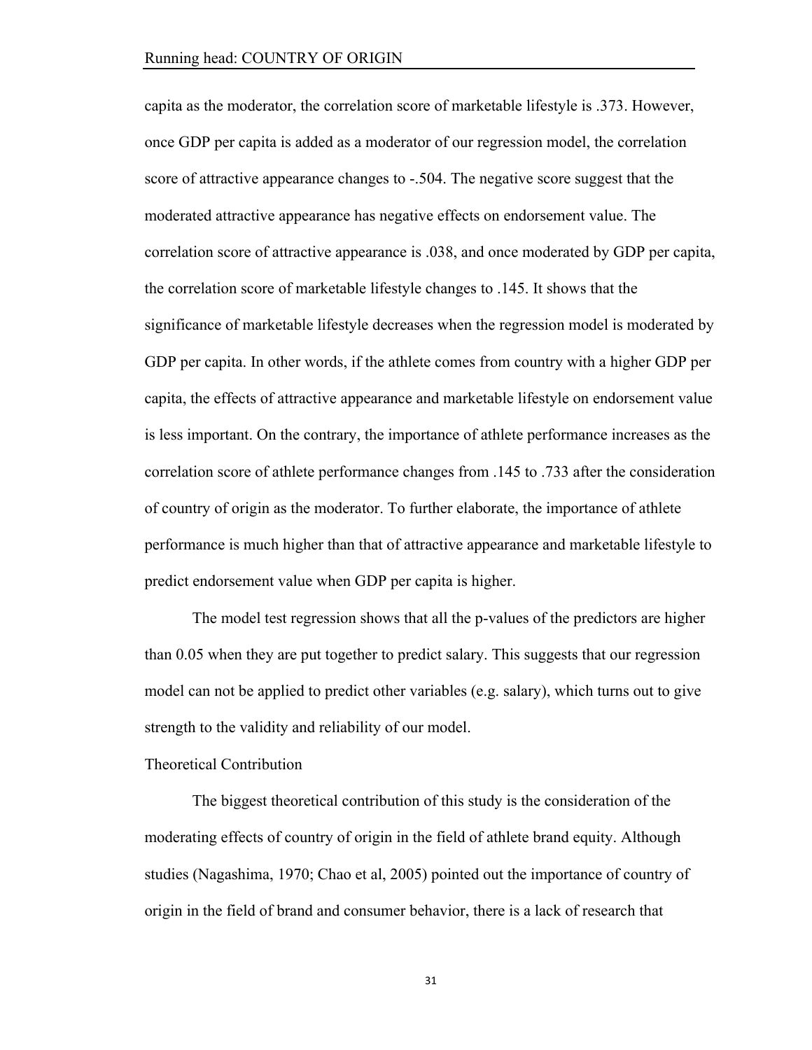capita as the moderator, the correlation score of marketable lifestyle is .373. However, once GDP per capita is added as a moderator of our regression model, the correlation score of attractive appearance changes to -.504. The negative score suggest that the moderated attractive appearance has negative effects on endorsement value. The correlation score of attractive appearance is .038, and once moderated by GDP per capita, the correlation score of marketable lifestyle changes to .145. It shows that the significance of marketable lifestyle decreases when the regression model is moderated by GDP per capita. In other words, if the athlete comes from country with a higher GDP per capita, the effects of attractive appearance and marketable lifestyle on endorsement value is less important. On the contrary, the importance of athlete performance increases as the correlation score of athlete performance changes from .145 to .733 after the consideration of country of origin as the moderator. To further elaborate, the importance of athlete performance is much higher than that of attractive appearance and marketable lifestyle to predict endorsement value when GDP per capita is higher.

The model test regression shows that all the p-values of the predictors are higher than 0.05 when they are put together to predict salary. This suggests that our regression model can not be applied to predict other variables (e.g. salary), which turns out to give strength to the validity and reliability of our model.

## Theoretical Contribution

The biggest theoretical contribution of this study is the consideration of the moderating effects of country of origin in the field of athlete brand equity. Although studies (Nagashima, 1970; Chao et al, 2005) pointed out the importance of country of origin in the field of brand and consumer behavior, there is a lack of research that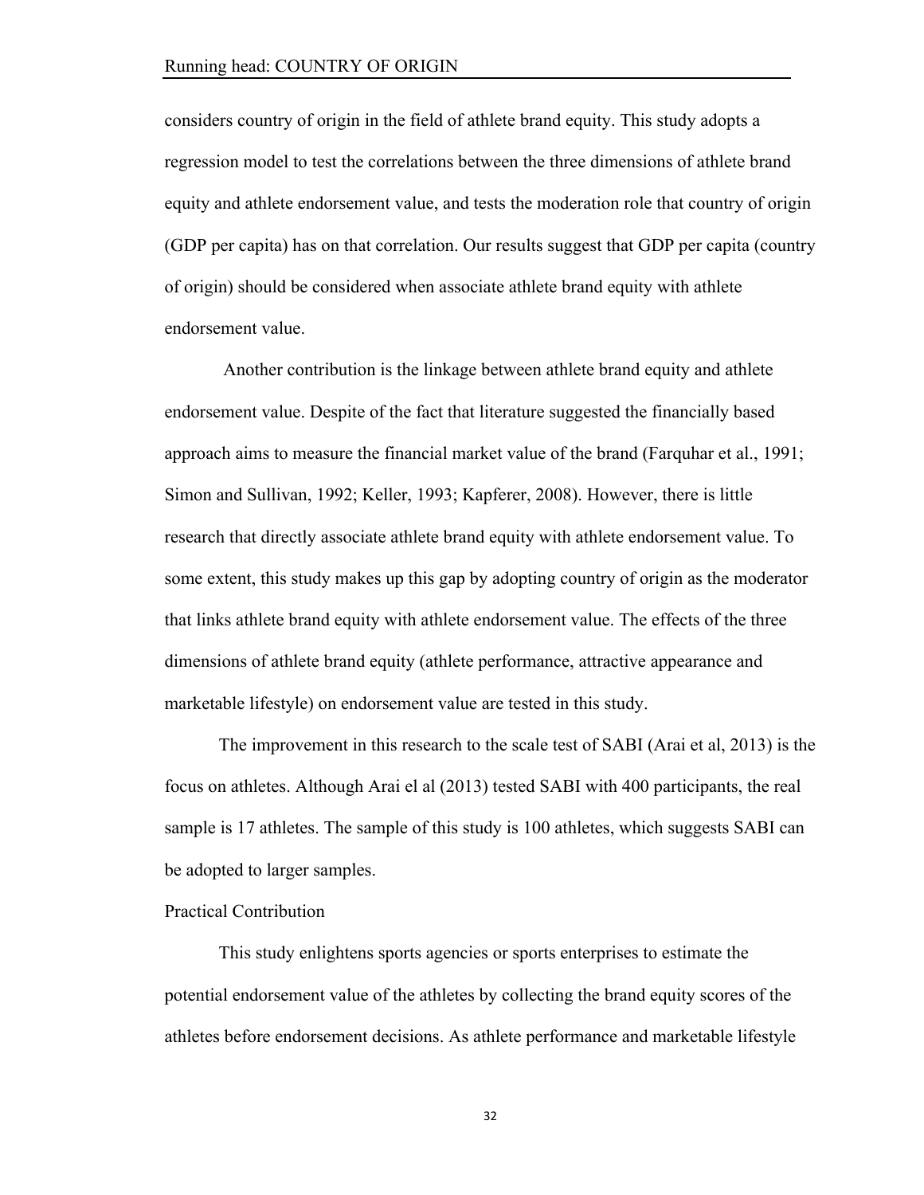considers country of origin in the field of athlete brand equity. This study adopts a regression model to test the correlations between the three dimensions of athlete brand equity and athlete endorsement value, and tests the moderation role that country of origin (GDP per capita) has on that correlation. Our results suggest that GDP per capita (country of origin) should be considered when associate athlete brand equity with athlete endorsement value.

Another contribution is the linkage between athlete brand equity and athlete endorsement value. Despite of the fact that literature suggested the financially based approach aims to measure the financial market value of the brand (Farquhar et al., 1991; Simon and Sullivan, 1992; Keller, 1993; Kapferer, 2008). However, there is little research that directly associate athlete brand equity with athlete endorsement value. To some extent, this study makes up this gap by adopting country of origin as the moderator that links athlete brand equity with athlete endorsement value. The effects of the three dimensions of athlete brand equity (athlete performance, attractive appearance and marketable lifestyle) on endorsement value are tested in this study.

The improvement in this research to the scale test of SABI (Arai et al, 2013) is the focus on athletes. Although Arai el al (2013) tested SABI with 400 participants, the real sample is 17 athletes. The sample of this study is 100 athletes, which suggests SABI can be adopted to larger samples.

Practical Contribution

This study enlightens sports agencies or sports enterprises to estimate the potential endorsement value of the athletes by collecting the brand equity scores of the athletes before endorsement decisions. As athlete performance and marketable lifestyle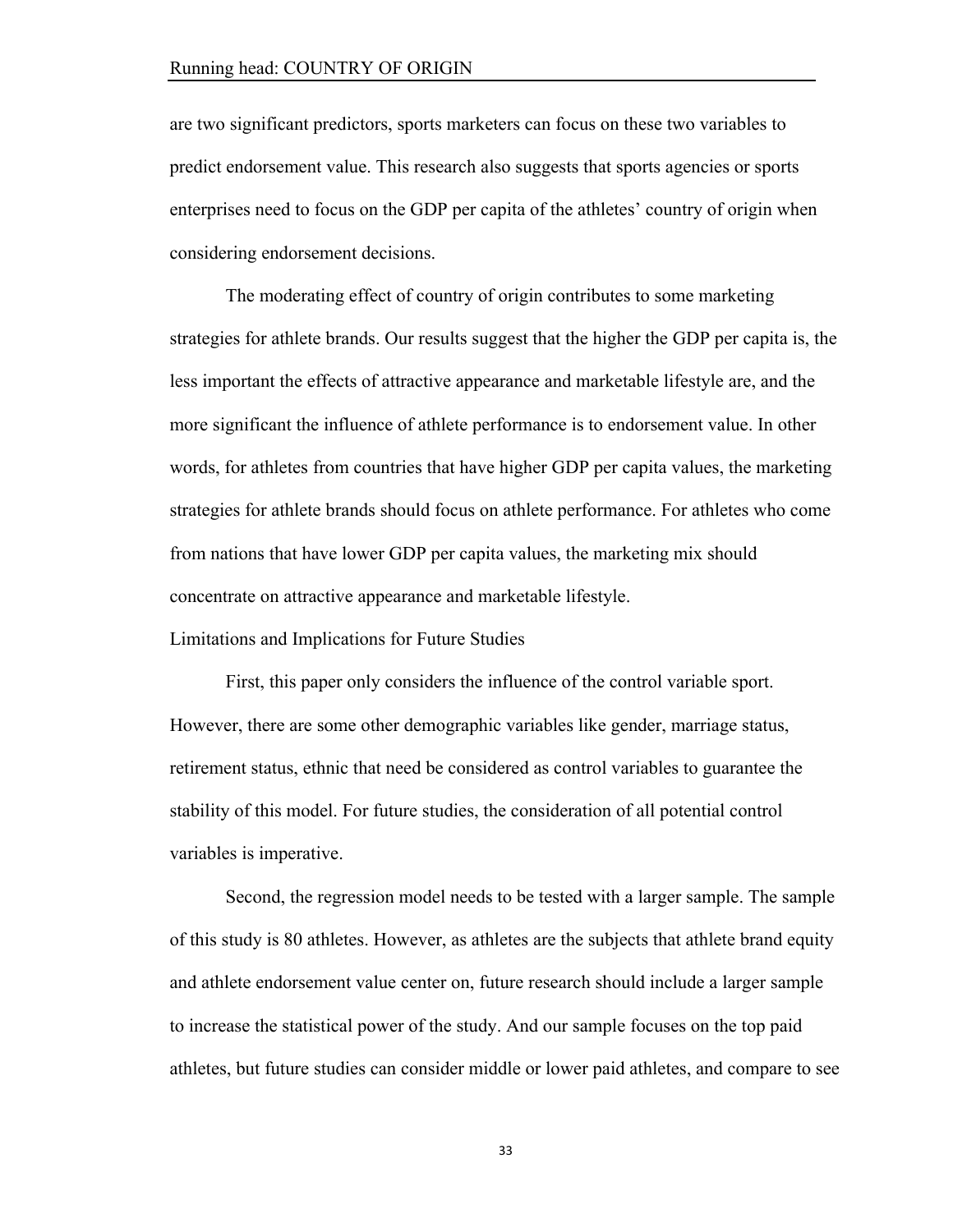are two significant predictors, sports marketers can focus on these two variables to predict endorsement value. This research also suggests that sports agencies or sports enterprises need to focus on the GDP per capita of the athletes' country of origin when considering endorsement decisions.

The moderating effect of country of origin contributes to some marketing strategies for athlete brands. Our results suggest that the higher the GDP per capita is, the less important the effects of attractive appearance and marketable lifestyle are, and the more significant the influence of athlete performance is to endorsement value. In other words, for athletes from countries that have higher GDP per capita values, the marketing strategies for athlete brands should focus on athlete performance. For athletes who come from nations that have lower GDP per capita values, the marketing mix should concentrate on attractive appearance and marketable lifestyle.

## Limitations and Implications for Future Studies

First, this paper only considers the influence of the control variable sport. However, there are some other demographic variables like gender, marriage status, retirement status, ethnic that need be considered as control variables to guarantee the stability of this model. For future studies, the consideration of all potential control variables is imperative.

Second, the regression model needs to be tested with a larger sample. The sample of this study is 80 athletes. However, as athletes are the subjects that athlete brand equity and athlete endorsement value center on, future research should include a larger sample to increase the statistical power of the study. And our sample focuses on the top paid athletes, but future studies can consider middle or lower paid athletes, and compare to see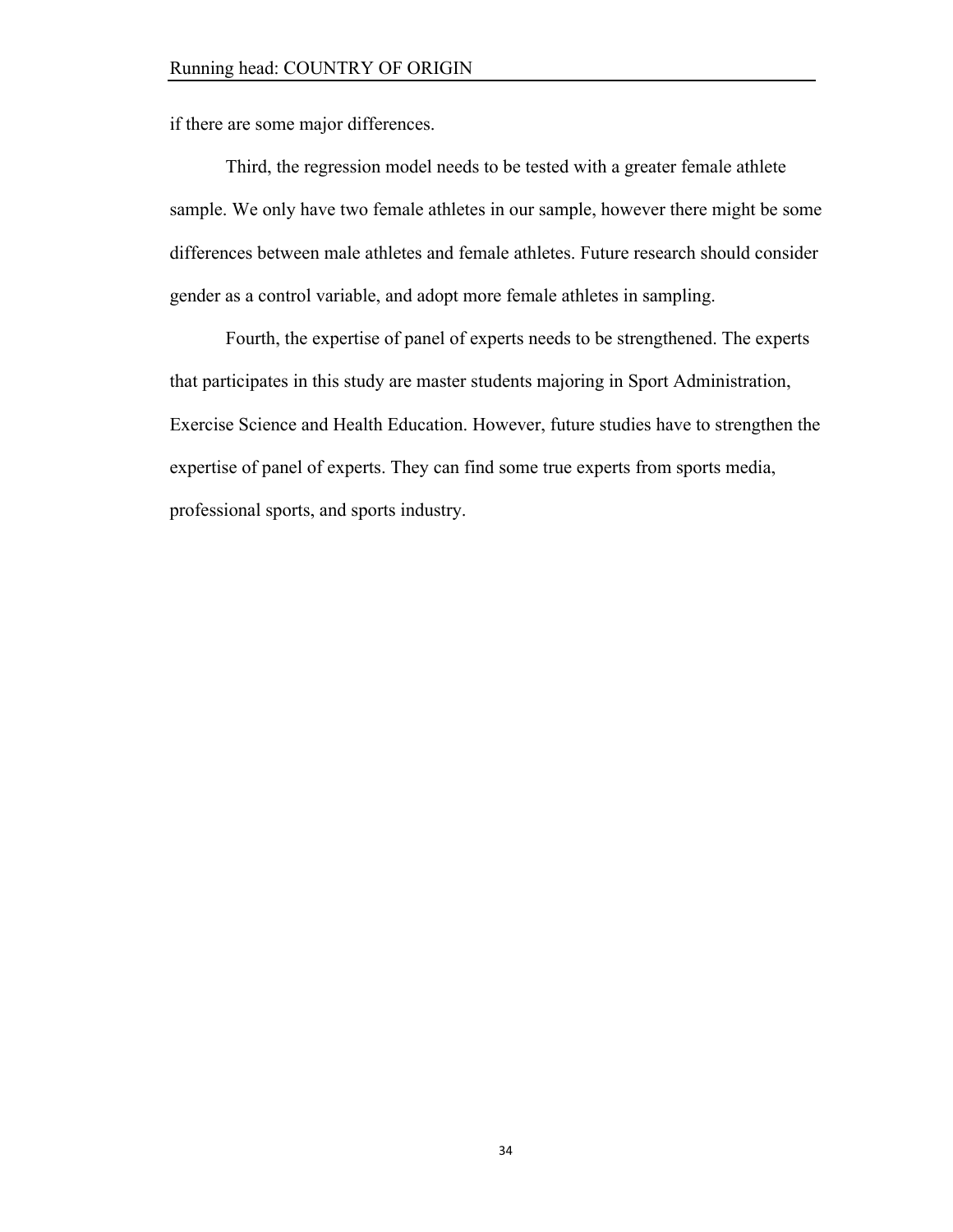if there are some major differences.

Third, the regression model needs to be tested with a greater female athlete sample. We only have two female athletes in our sample, however there might be some differences between male athletes and female athletes. Future research should consider gender as a control variable, and adopt more female athletes in sampling.

Fourth, the expertise of panel of experts needs to be strengthened. The experts that participates in this study are master students majoring in Sport Administration, Exercise Science and Health Education. However, future studies have to strengthen the expertise of panel of experts. They can find some true experts from sports media, professional sports, and sports industry.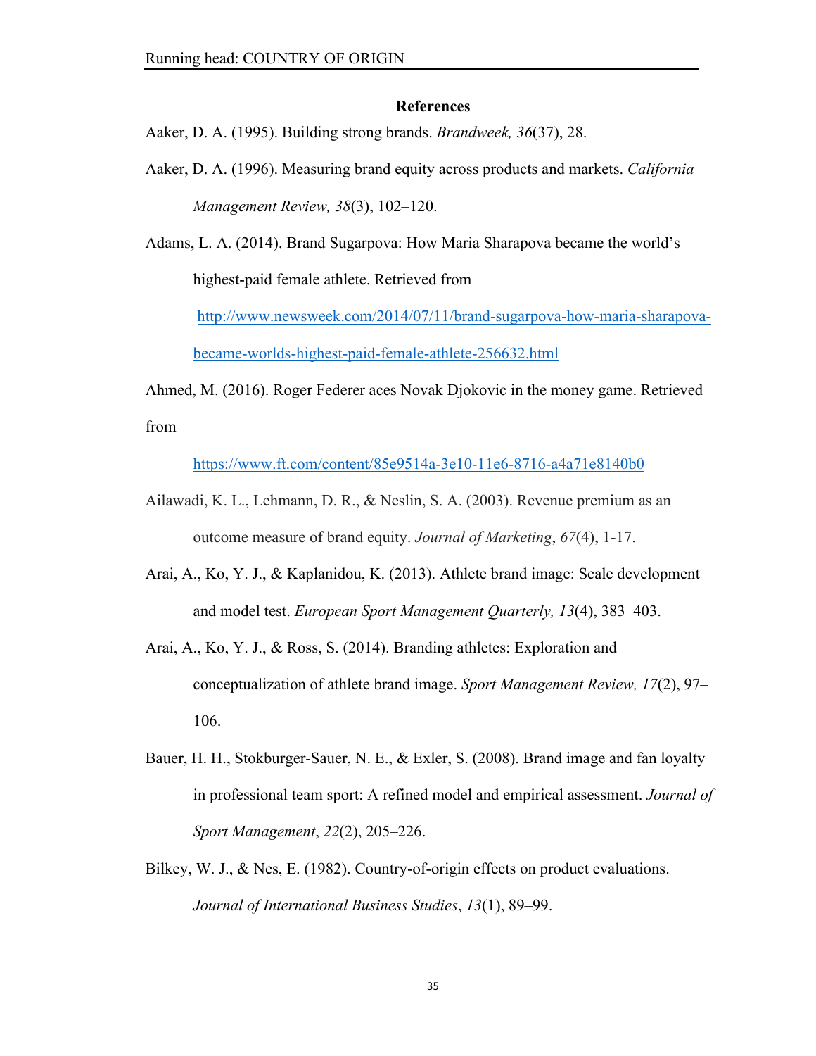## References

Aaker, D. A. (1995). Building strong brands. *Brandweek, 36*(37), 28.

Aaker, D. A. (1996). Measuring brand equity across products and markets. *California Management Review, 38*(3), 102–120.

Adams, L. A. (2014). Brand Sugarpova: How Maria Sharapova became the world's highest-paid female athlete. Retrieved from http://www.newsweek.com/2014/07/11/brand-sugarpova-how-maria-sharapova-became-worlds-highest-paid-female-athlete-256632.html

Ahmed, M. (2016). Roger Federer aces Novak Djokovic in the money game. Retrieved from https://www.ft.com/content/85e9514a-3e10-11e6-8716-a4a71e8140b0

Ailawadi, K. L., Lehmann, D. R., & Neslin, S. A. (2003). Revenue premium as an outcome measure of brand equity. *Journal of Marketing*, *67*(4), 1-17.

Arai, A., Ko, Y. J., & Kaplanidou, K. (2013). Athlete brand image: Scale development and model test. *European Sport Management Quarterly, 13*(4), 383–403.

Arai, A., Ko, Y. J., & Ross, S. (2014). Branding athletes: Exploration and conceptualization of athlete brand image. *Sport Management Review, 17*(2), 97–106.

Bauer, H. H., Stokburger-Sauer, N. E., & Exler, S. (2008). Brand image and fan loyalty in professional team sport: A refined model and empirical assessment. *Journal of Sport Management*, *22*(2), 205–226.

Bilkey, W. J., & Nes, E. (1982). Country-of-origin effects on product evaluations. *Journal of International Business Studies*, *13*(1), 89–99.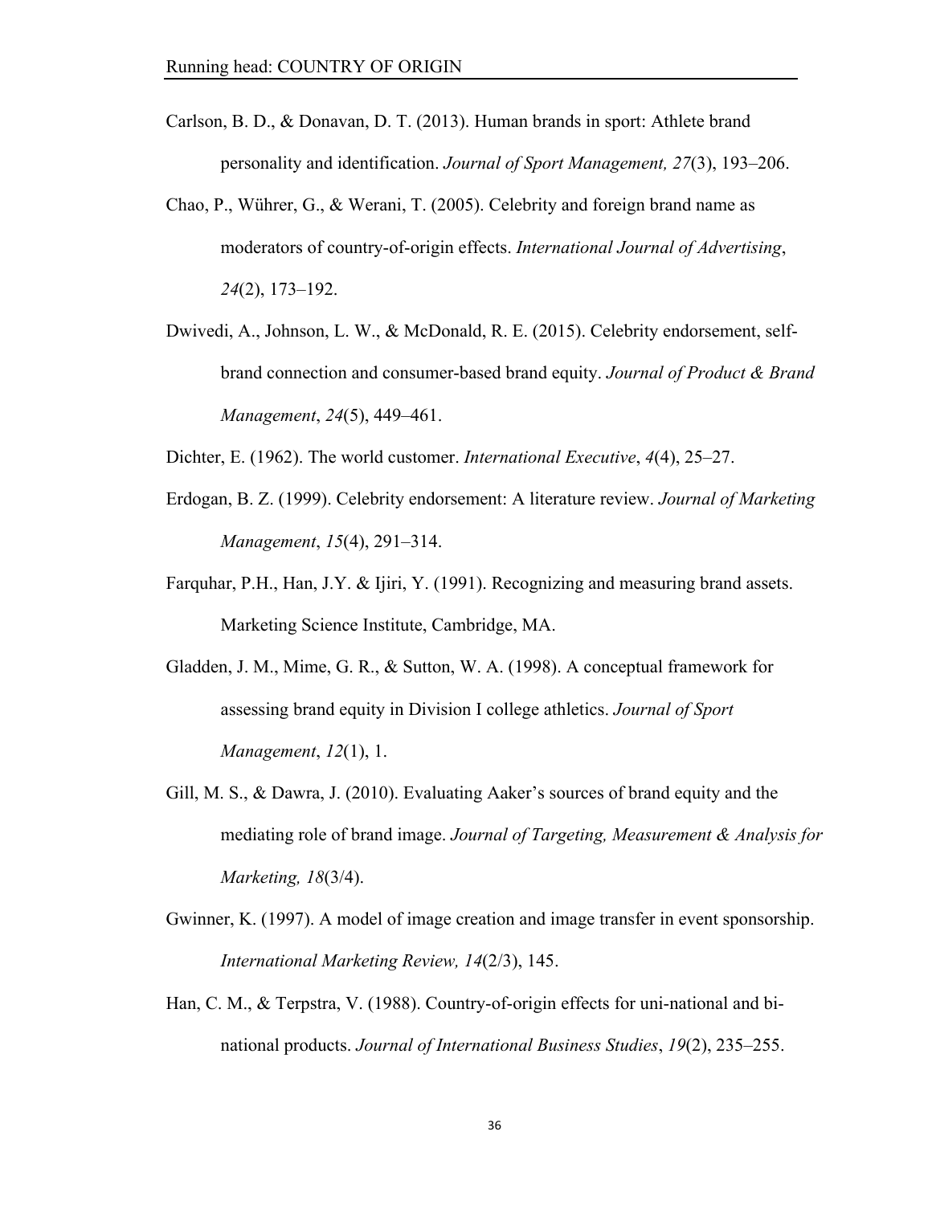Carlson, B. D., & Donavan, D. T. (2013). Human brands in sport: Athlete brand personality and identification. *Journal of Sport Management, 27*(3), 193–206.

Chao, P., Wührer, G., & Werani, T. (2005). Celebrity and foreign brand name as moderators of country-of-origin effects. *International Journal of Advertising*, *24*(2), 173–192.

Dwivedi, A., Johnson, L. W., & McDonald, R. E. (2015). Celebrity endorsement, self-brand connection and consumer-based brand equity. *Journal of Product & Brand Management*, *24*(5), 449–461.

Dichter, E. (1962). The world customer. *International Executive*, *4*(4), 25–27.

Erdogan, B. Z. (1999). Celebrity endorsement: A literature review. *Journal of Marketing Management*, *15*(4), 291–314.

Farquhar, P.H., Han, J.Y. & Ijiri, Y. (1991). Recognizing and measuring brand assets. Marketing Science Institute, Cambridge, MA.

Gladden, J. M., Mime, G. R., & Sutton, W. A. (1998). A conceptual framework for assessing brand equity in Division I college athletics. *Journal of Sport Management*, *12*(1), 1.

Gill, M. S., & Dawra, J. (2010). Evaluating Aaker's sources of brand equity and the mediating role of brand image. *Journal of Targeting, Measurement & Analysis for Marketing, 18*(3/4).

Gwinner, K. (1997). A model of image creation and image transfer in event sponsorship. *International Marketing Review, 14*(2/3), 145.

Han, C. M., & Terpstra, V. (1988). Country-of-origin effects for uni-national and bi-national products. *Journal of International Business Studies*, *19*(2), 235–255.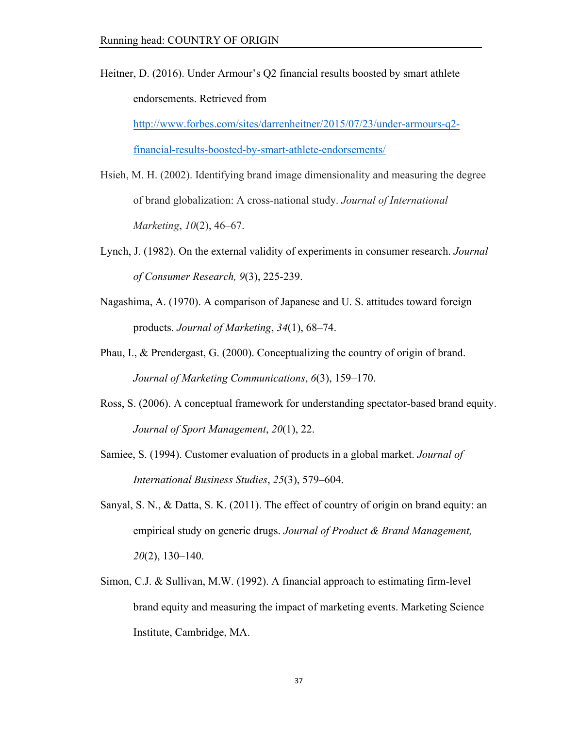Heitner, D. (2016). Under Armour's Q2 financial results boosted by smart athlete endorsements. Retrieved from http://www.forbes.com/sites/darrenheitner/2015/07/23/under-armours-q2-financial-results-boosted-by-smart-athlete-endorsements/

Hsieh, M. H. (2002). Identifying brand image dimensionality and measuring the degree of brand globalization: A cross-national study. *Journal of International Marketing*, *10*(2), 46–67.

Lynch, J. (1982). On the external validity of experiments in consumer research. *Journal of Consumer Research, 9*(3), 225-239.

Nagashima, A. (1970). A comparison of Japanese and U. S. attitudes toward foreign products. *Journal of Marketing*, *34*(1), 68–74.

Phau, I., & Prendergast, G. (2000). Conceptualizing the country of origin of brand. *Journal of Marketing Communications*, *6*(3), 159–170.

Ross, S. (2006). A conceptual framework for understanding spectator-based brand equity. *Journal of Sport Management*, *20*(1), 22.

Samiee, S. (1994). Customer evaluation of products in a global market. *Journal of International Business Studies*, *25*(3), 579–604.

Sanyal, S. N., & Datta, S. K. (2011). The effect of country of origin on brand equity: an empirical study on generic drugs. *Journal of Product & Brand Management, 20*(2), 130–140.

Simon, C.J. & Sullivan, M.W. (1992). A financial approach to estimating firm-level brand equity and measuring the impact of marketing events. Marketing Science Institute, Cambridge, MA.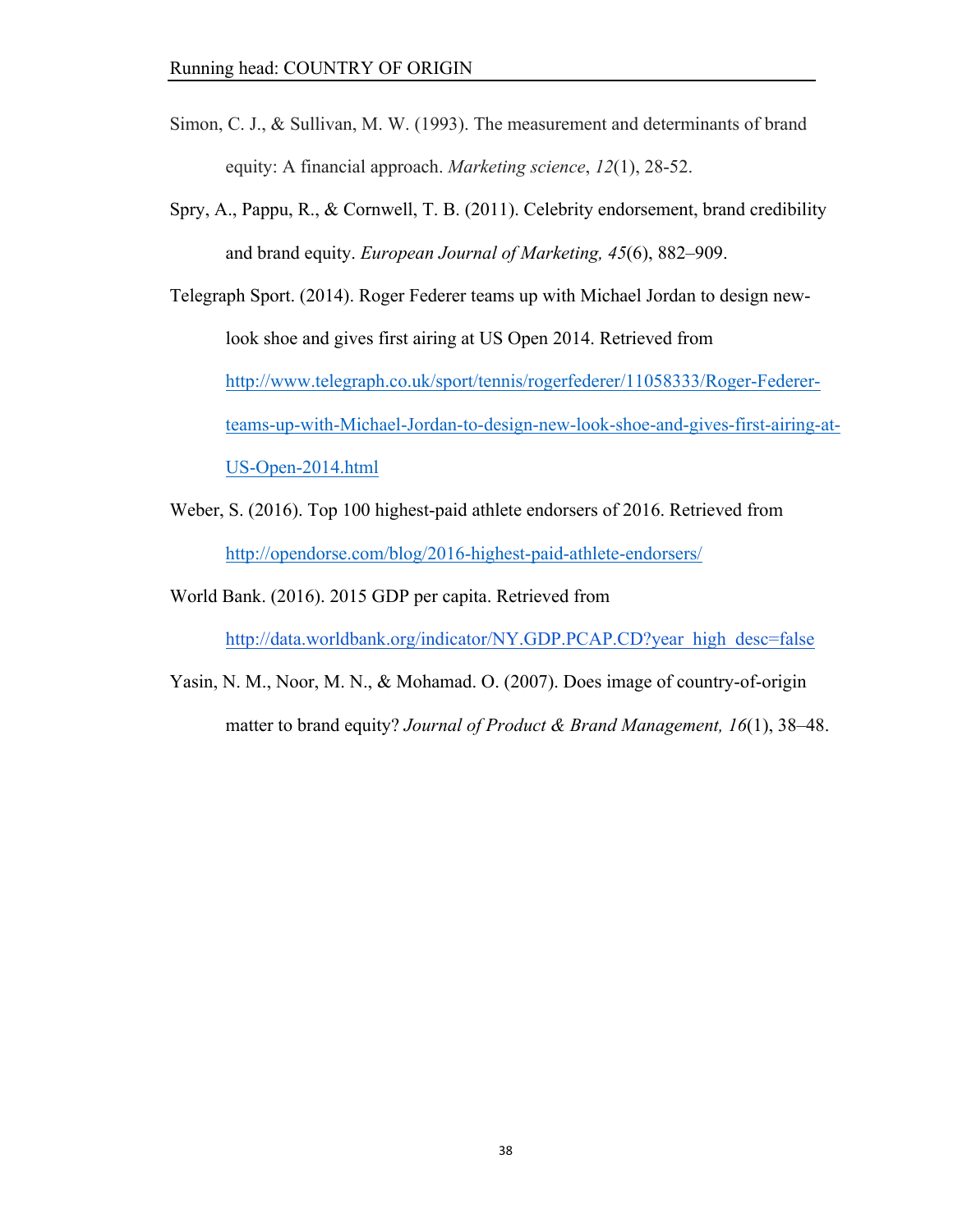Simon, C. J., & Sullivan, M. W. (1993). The measurement and determinants of brand equity: A financial approach. *Marketing science*, *12*(1), 28-52.

Spry, A., Pappu, R., & Cornwell, T. B. (2011). Celebrity endorsement, brand credibility and brand equity. *European Journal of Marketing, 45*(6), 882–909.

Telegraph Sport. (2014). Roger Federer teams up with Michael Jordan to design new-look shoe and gives first airing at US Open 2014. Retrieved from http://www.telegraph.co.uk/sport/tennis/rogerfederer/11058333/Roger-Federer-teams-up-with-Michael-Jordan-to-design-new-look-shoe-and-gives-first-airing-at-US-Open-2014.html

Weber, S. (2016). Top 100 highest-paid athlete endorsers of 2016. Retrieved from http://opendorse.com/blog/2016-highest-paid-athlete-endorsers/

World Bank. (2016). 2015 GDP per capita. Retrieved from http://data.worldbank.org/indicator/NY.GDP.PCAP.CD?year_high_desc=false

Yasin, N. M., Noor, M. N., & Mohamad. O. (2007). Does image of country-of-origin matter to brand equity? *Journal of Product & Brand Management, 16*(1), 38–48.